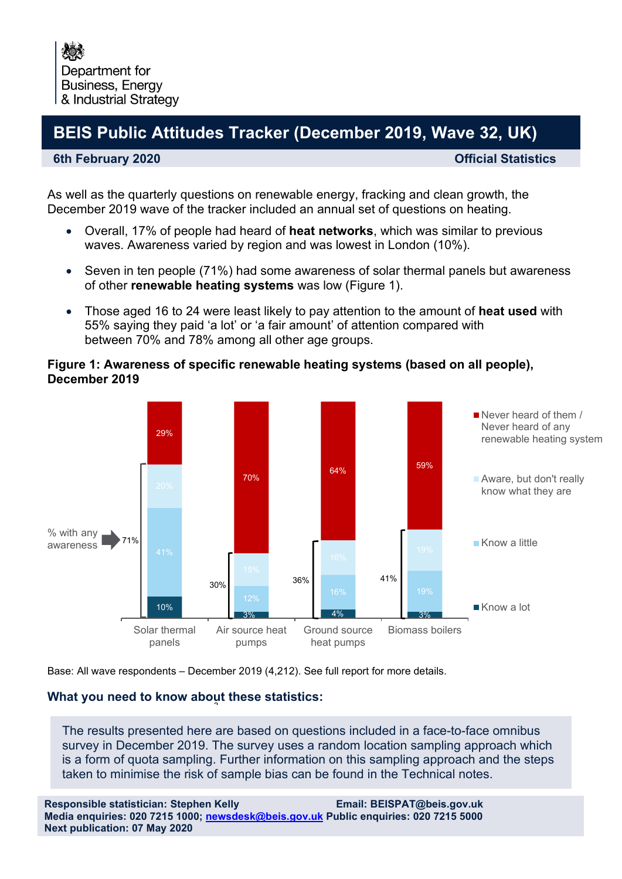Department for Business, Energy & Industrial Strategy

# BEIS Public Attitudes Tracker (December 2019, Wave 32, UK)

**6th February 2020** **Official Statistics**

As well as the quarterly questions on renewable energy, fracking and clean growth, the December 2019 wave of the tracker included an annual set of questions on heating.

- Overall, 17% of people had heard of **heat networks**, which was similar to previous waves. Awareness varied by region and was lowest in London (10%).
- Seven in ten people (71%) had some awareness of solar thermal panels but awareness of other **renewable heating systems** was low (Figure 1).
- Those aged 16 to 24 were least likely to pay attention to the amount of **heat used** with 55% saying they paid 'a lot' or 'a fair amount' of attention compared with between 70% and 78% among all other age groups.

**Figure 1: Awareness of specific renewable heating systems (based on all people), December 2019**

| | Solar thermal panels | Air source heat pumps | Ground source heat pumps | Biomass boilers |
|---|---|---|---|---|
| Never heard of them / Never heard of any renewable heating system | 29% | 70% | 64% | 59% |
| Aware, but don't really know what they are | 20% | 15% | 16% | 19% |
| Know a little | 41% | 12% | 16% | 19% |
| Know a lot | 10% | 3% | 4% | 3% |
| % with any awareness | 71% | 30% | 36% | 41% |

Base: All wave respondents – December 2019 (4,212). See full report for more details.

### What you need to know about these statistics:

The results presented here are based on questions included in a face-to-face omnibus survey in December 2019. The survey uses a random location sampling approach which is a form of quota sampling. Further information on this sampling approach and the steps taken to minimise the risk of sample bias can be found in the Technical notes.

**Responsible statistician: Stephen Kelly** **Email: BEISPAT@beis.gov.uk**
**Media enquiries: 020 7215 1000; newsdesk@beis.gov.uk Public enquiries: 020 7215 5000**
**Next publication: 07 May 2020**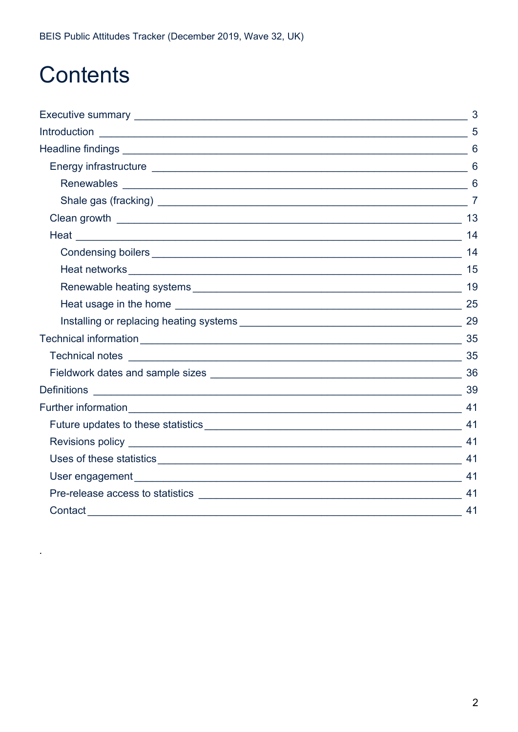# Contents

- Executive summary ___ 3
- Introduction ___ 5
- Headline findings ___ 6
  - Energy infrastructure ___ 6
    - Renewables ___ 6
    - Shale gas (fracking) ___ 7
  - Clean growth ___ 13
  - Heat ___ 14
    - Condensing boilers ___ 14
    - Heat networks ___ 15
    - Renewable heating systems ___ 19
    - Heat usage in the home ___ 25
    - Installing or replacing heating systems ___ 29
- Technical information ___ 35
  - Technical notes ___ 35
  - Fieldwork dates and sample sizes ___ 36
- Definitions ___ 39
- Further information ___ 41
  - Future updates to these statistics ___ 41
  - Revisions policy ___ 41
  - Uses of these statistics ___ 41
  - User engagement ___ 41
  - Pre-release access to statistics ___ 41
  - Contact ___ 41

.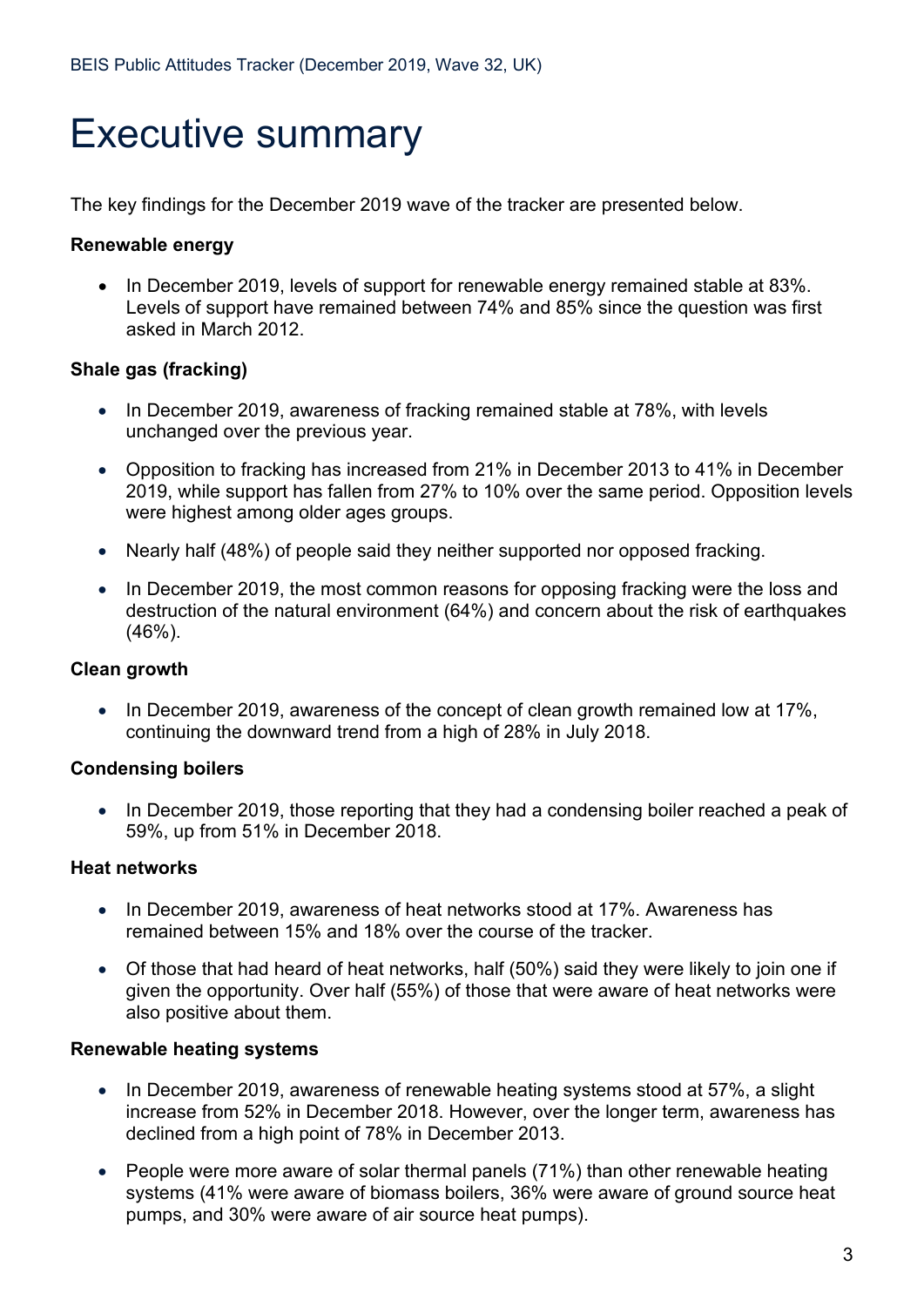# Executive summary

The key findings for the December 2019 wave of the tracker are presented below.

**Renewable energy**

- In December 2019, levels of support for renewable energy remained stable at 83%. Levels of support have remained between 74% and 85% since the question was first asked in March 2012.

**Shale gas (fracking)**

- In December 2019, awareness of fracking remained stable at 78%, with levels unchanged over the previous year.
- Opposition to fracking has increased from 21% in December 2013 to 41% in December 2019, while support has fallen from 27% to 10% over the same period. Opposition levels were highest among older ages groups.
- Nearly half (48%) of people said they neither supported nor opposed fracking.
- In December 2019, the most common reasons for opposing fracking were the loss and destruction of the natural environment (64%) and concern about the risk of earthquakes (46%).

**Clean growth**

- In December 2019, awareness of the concept of clean growth remained low at 17%, continuing the downward trend from a high of 28% in July 2018.

**Condensing boilers**

- In December 2019, those reporting that they had a condensing boiler reached a peak of 59%, up from 51% in December 2018.

**Heat networks**

- In December 2019, awareness of heat networks stood at 17%. Awareness has remained between 15% and 18% over the course of the tracker.
- Of those that had heard of heat networks, half (50%) said they were likely to join one if given the opportunity. Over half (55%) of those that were aware of heat networks were also positive about them.

**Renewable heating systems**

- In December 2019, awareness of renewable heating systems stood at 57%, a slight increase from 52% in December 2018. However, over the longer term, awareness has declined from a high point of 78% in December 2013.
- People were more aware of solar thermal panels (71%) than other renewable heating systems (41% were aware of biomass boilers, 36% were aware of ground source heat pumps, and 30% were aware of air source heat pumps).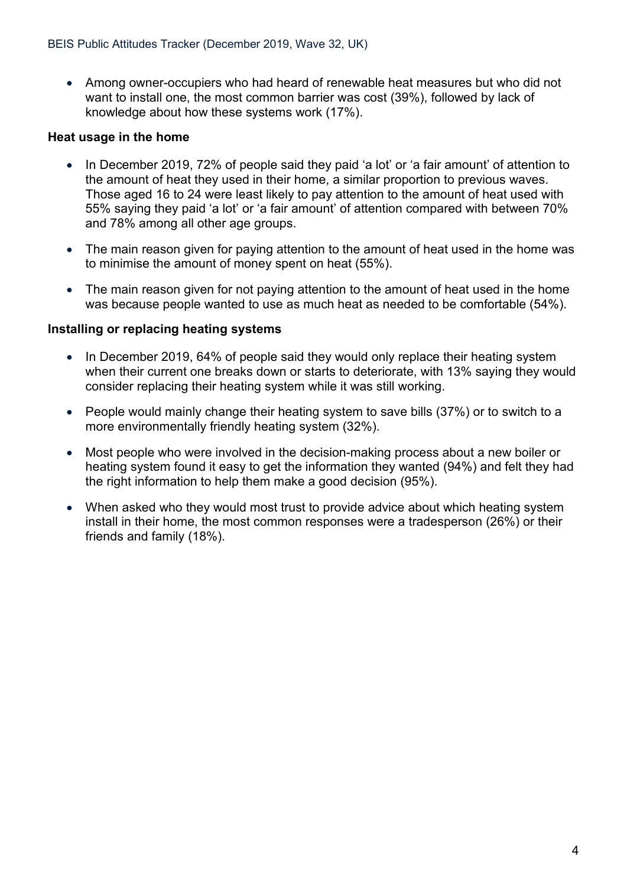- Among owner-occupiers who had heard of renewable heat measures but who did not want to install one, the most common barrier was cost (39%), followed by lack of knowledge about how these systems work (17%).

**Heat usage in the home**

- In December 2019, 72% of people said they paid 'a lot' or 'a fair amount' of attention to the amount of heat they used in their home, a similar proportion to previous waves. Those aged 16 to 24 were least likely to pay attention to the amount of heat used with 55% saying they paid 'a lot' or 'a fair amount' of attention compared with between 70% and 78% among all other age groups.
- The main reason given for paying attention to the amount of heat used in the home was to minimise the amount of money spent on heat (55%).
- The main reason given for not paying attention to the amount of heat used in the home was because people wanted to use as much heat as needed to be comfortable (54%).

**Installing or replacing heating systems**

- In December 2019, 64% of people said they would only replace their heating system when their current one breaks down or starts to deteriorate, with 13% saying they would consider replacing their heating system while it was still working.
- People would mainly change their heating system to save bills (37%) or to switch to a more environmentally friendly heating system (32%).
- Most people who were involved in the decision-making process about a new boiler or heating system found it easy to get the information they wanted (94%) and felt they had the right information to help them make a good decision (95%).
- When asked who they would most trust to provide advice about which heating system install in their home, the most common responses were a tradesperson (26%) or their friends and family (18%).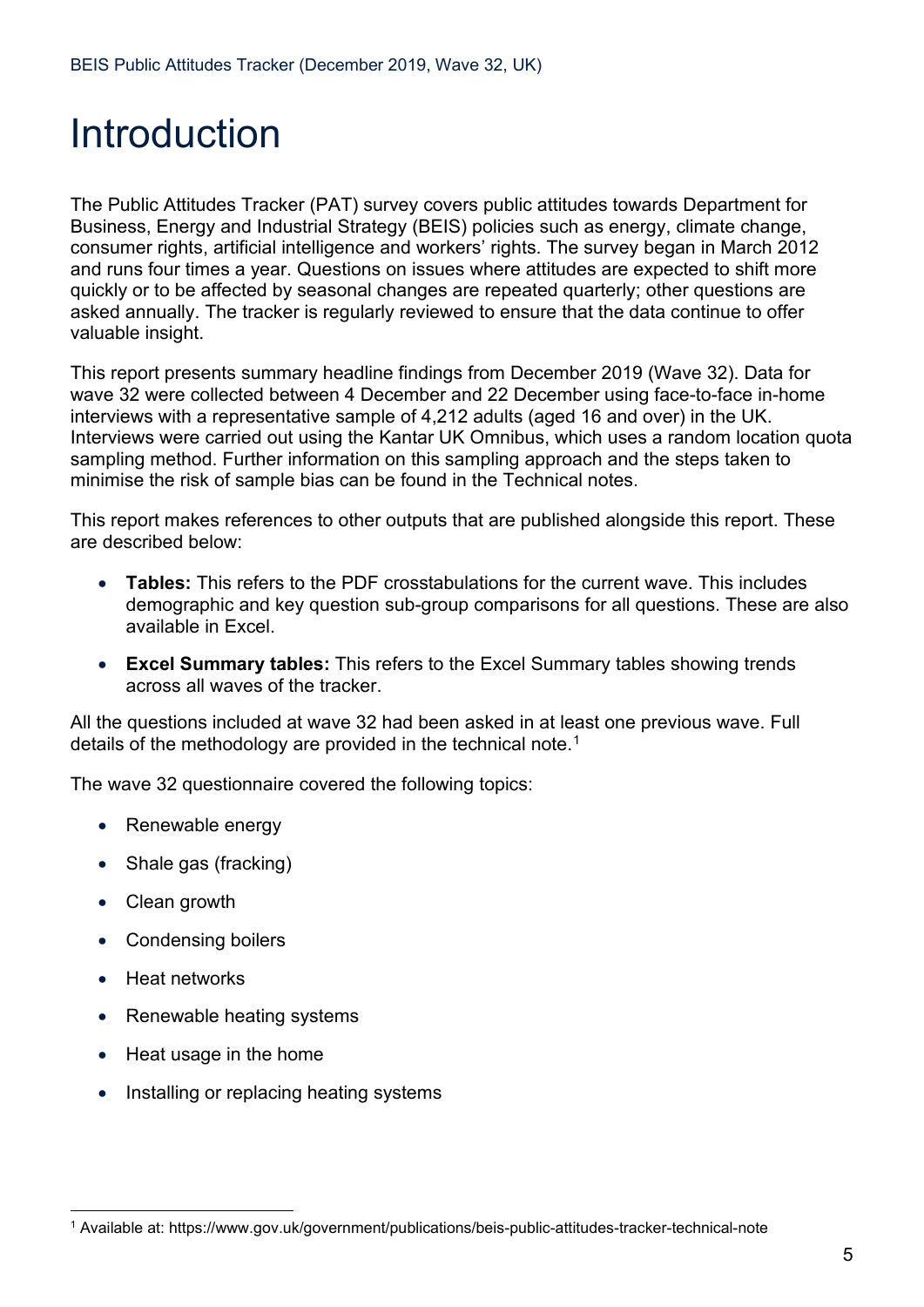# Introduction

The Public Attitudes Tracker (PAT) survey covers public attitudes towards Department for Business, Energy and Industrial Strategy (BEIS) policies such as energy, climate change, consumer rights, artificial intelligence and workers' rights. The survey began in March 2012 and runs four times a year. Questions on issues where attitudes are expected to shift more quickly or to be affected by seasonal changes are repeated quarterly; other questions are asked annually. The tracker is regularly reviewed to ensure that the data continue to offer valuable insight.

This report presents summary headline findings from December 2019 (Wave 32). Data for wave 32 were collected between 4 December and 22 December using face-to-face in-home interviews with a representative sample of 4,212 adults (aged 16 and over) in the UK. Interviews were carried out using the Kantar UK Omnibus, which uses a random location quota sampling method. Further information on this sampling approach and the steps taken to minimise the risk of sample bias can be found in the Technical notes.

This report makes references to other outputs that are published alongside this report. These are described below:

- **Tables:** This refers to the PDF crosstabulations for the current wave. This includes demographic and key question sub-group comparisons for all questions. These are also available in Excel.
- **Excel Summary tables:** This refers to the Excel Summary tables showing trends across all waves of the tracker.

All the questions included at wave 32 had been asked in at least one previous wave. Full details of the methodology are provided in the technical note.[1]

The wave 32 questionnaire covered the following topics:

- Renewable energy
- Shale gas (fracking)
- Clean growth
- Condensing boilers
- Heat networks
- Renewable heating systems
- Heat usage in the home
- Installing or replacing heating systems

[1] Available at: https://www.gov.uk/government/publications/beis-public-attitudes-tracker-technical-note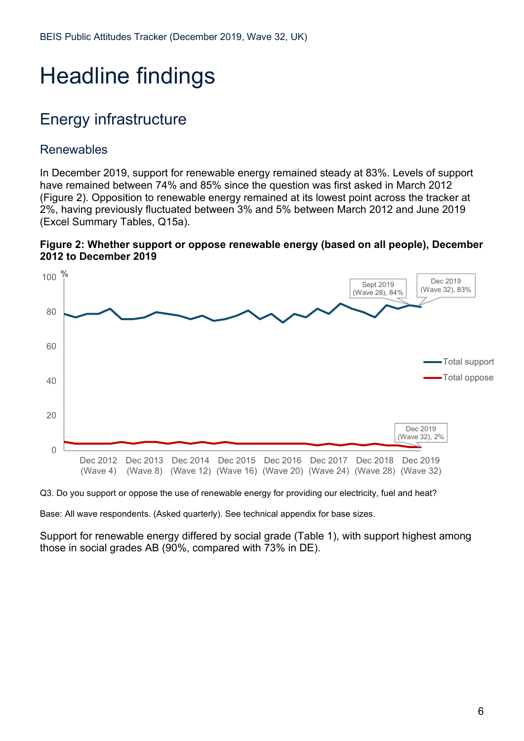# Headline findings

## Energy infrastructure

### Renewables

In December 2019, support for renewable energy remained steady at 83%. Levels of support have remained between 74% and 85% since the question was first asked in March 2012 (Figure 2). Opposition to renewable energy remained at its lowest point across the tracker at 2%, having previously fluctuated between 3% and 5% between March 2012 and June 2019 (Excel Summary Tables, Q15a).

**Figure 2: Whether support or oppose renewable energy (based on all people), December 2012 to December 2019**

Q3. Do you support or oppose the use of renewable energy for providing our electricity, fuel and heat?

Base: All wave respondents. (Asked quarterly). See technical appendix for base sizes.

Support for renewable energy differed by social grade (Table 1), with support highest among those in social grades AB (90%, compared with 73% in DE).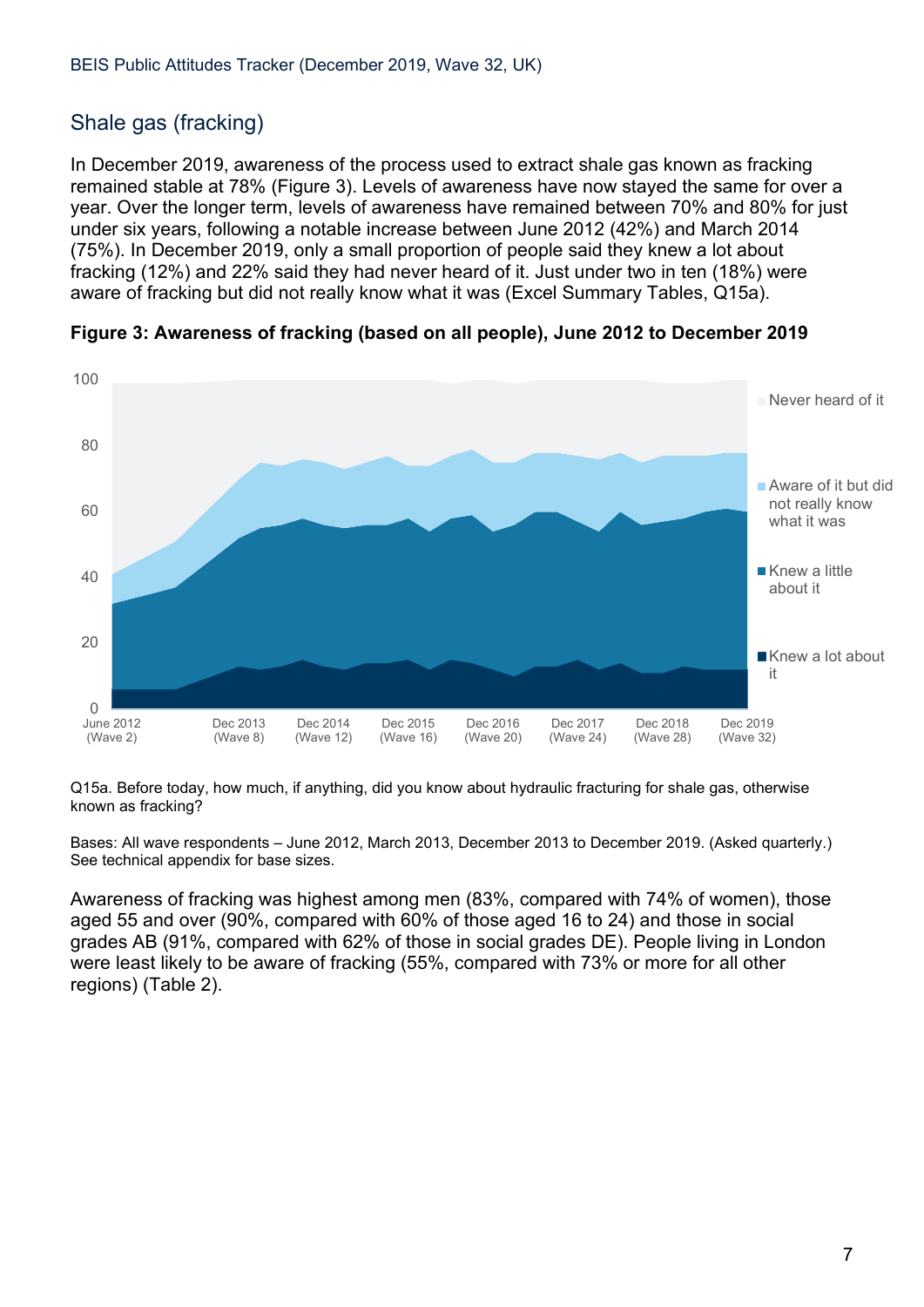## Shale gas (fracking)

In December 2019, awareness of the process used to extract shale gas known as fracking remained stable at 78% (Figure 3). Levels of awareness have now stayed the same for over a year. Over the longer term, levels of awareness have remained between 70% and 80% for just under six years, following a notable increase between June 2012 (42%) and March 2014 (75%). In December 2019, only a small proportion of people said they knew a lot about fracking (12%) and 22% said they had never heard of it. Just under two in ten (18%) were aware of fracking but did not really know what it was (Excel Summary Tables, Q15a).

**Figure 3: Awareness of fracking (based on all people), June 2012 to December 2019**

Q15a. Before today, how much, if anything, did you know about hydraulic fracturing for shale gas, otherwise known as fracking?

Bases: All wave respondents – June 2012, March 2013, December 2013 to December 2019. (Asked quarterly.) See technical appendix for base sizes.

Awareness of fracking was highest among men (83%, compared with 74% of women), those aged 55 and over (90%, compared with 60% of those aged 16 to 24) and those in social grades AB (91%, compared with 62% of those in social grades DE). People living in London were least likely to be aware of fracking (55%, compared with 73% or more for all other regions) (Table 2).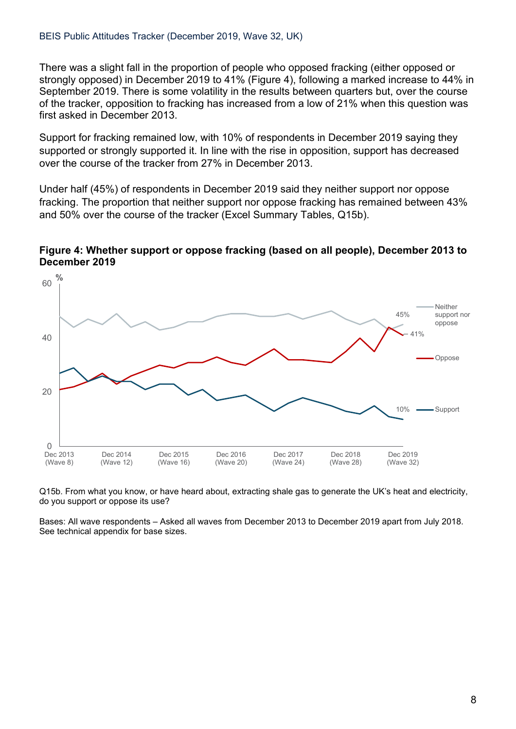There was a slight fall in the proportion of people who opposed fracking (either opposed or strongly opposed) in December 2019 to 41% (Figure 4), following a marked increase to 44% in September 2019. There is some volatility in the results between quarters but, over the course of the tracker, opposition to fracking has increased from a low of 21% when this question was first asked in December 2013.

Support for fracking remained low, with 10% of respondents in December 2019 saying they supported or strongly supported it. In line with the rise in opposition, support has decreased over the course of the tracker from 27% in December 2013.

Under half (45%) of respondents in December 2019 said they neither support nor oppose fracking. The proportion that neither support nor oppose fracking has remained between 43% and 50% over the course of the tracker (Excel Summary Tables, Q15b).

**Figure 4: Whether support or oppose fracking (based on all people), December 2013 to December 2019**

Q15b. From what you know, or have heard about, extracting shale gas to generate the UK's heat and electricity, do you support or oppose its use?

Bases: All wave respondents – Asked all waves from December 2013 to December 2019 apart from July 2018. See technical appendix for base sizes.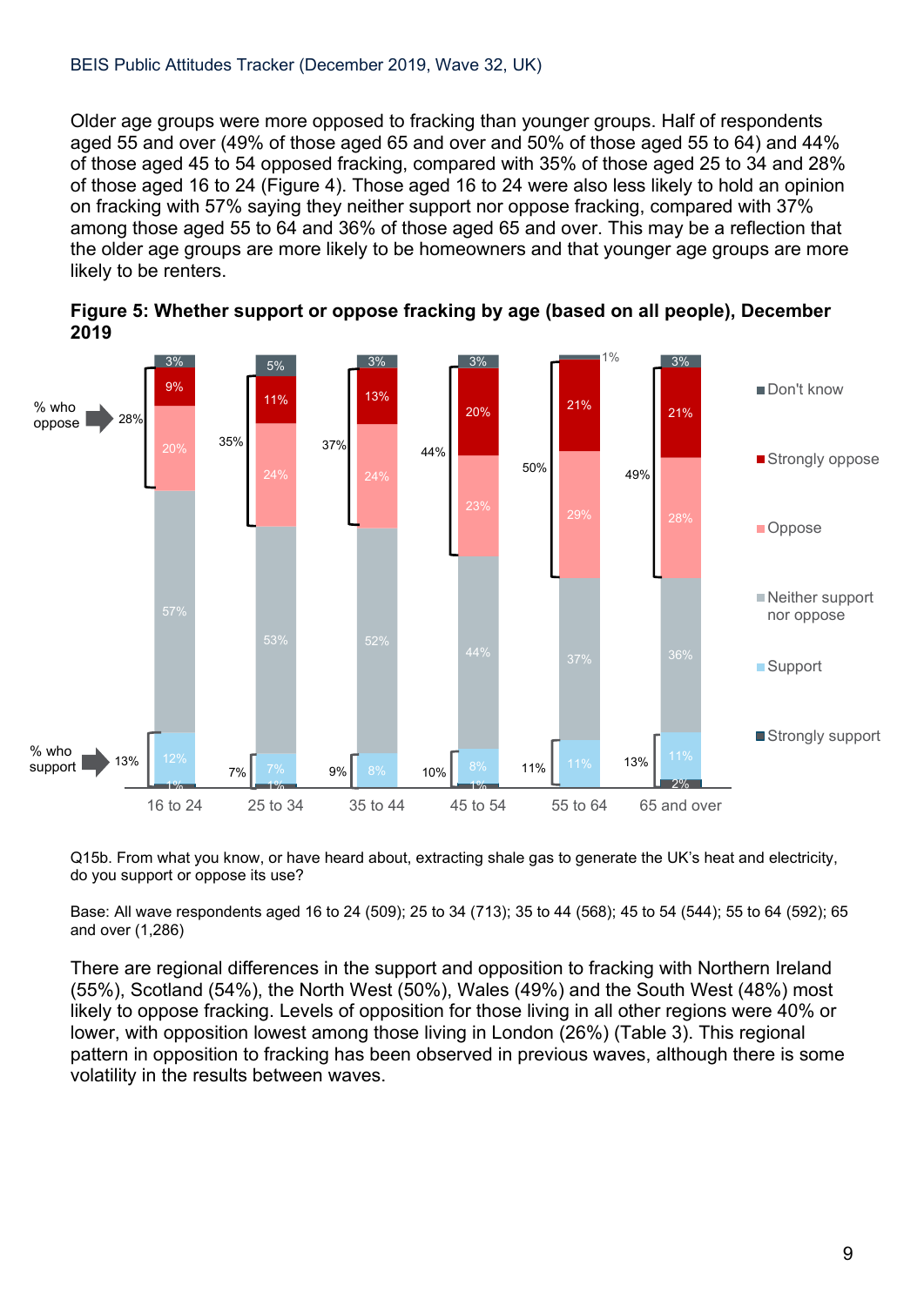Older age groups were more opposed to fracking than younger groups. Half of respondents aged 55 and over (49% of those aged 65 and over and 50% of those aged 55 to 64) and 44% of those aged 45 to 54 opposed fracking, compared with 35% of those aged 25 to 34 and 28% of those aged 16 to 24 (Figure 4). Those aged 16 to 24 were also less likely to hold an opinion on fracking with 57% saying they neither support nor oppose fracking, compared with 37% among those aged 55 to 64 and 36% of those aged 65 and over. This may be a reflection that the older age groups are more likely to be homeowners and that younger age groups are more likely to be renters.

**Figure 5: Whether support or oppose fracking by age (based on all people), December 2019**

| | 16 to 24 | 25 to 34 | 35 to 44 | 45 to 54 | 55 to 64 | 65 and over |
|---|---|---|---|---|---|---|
| Don't know | 3% | 5% | 3% | 3% | 1% | 3% |
| Strongly oppose | 9% | 11% | 13% | 20% | 21% | 21% |
| Oppose | 20% | 24% | 24% | 23% | 29% | 28% |
| Neither support nor oppose | 57% | 53% | 52% | 44% | 37% | 36% |
| Support | 12% | 7% | 8% | 8% | 11% | 11% |
| Strongly support | 1% | 1% | | 1% | | 2% |
| % who oppose | 28% | 35% | 37% | 44% | 50% | 49% |
| % who support | 13% | 7% | 9% | 10% | 11% | 13% |

Q15b. From what you know, or have heard about, extracting shale gas to generate the UK's heat and electricity, do you support or oppose its use?

Base: All wave respondents aged 16 to 24 (509); 25 to 34 (713); 35 to 44 (568); 45 to 54 (544); 55 to 64 (592); 65 and over (1,286)

There are regional differences in the support and opposition to fracking with Northern Ireland (55%), Scotland (54%), the North West (50%), Wales (49%) and the South West (48%) most likely to oppose fracking. Levels of opposition for those living in all other regions were 40% or lower, with opposition lowest among those living in London (26%) (Table 3). This regional pattern in opposition to fracking has been observed in previous waves, although there is some volatility in the results between waves.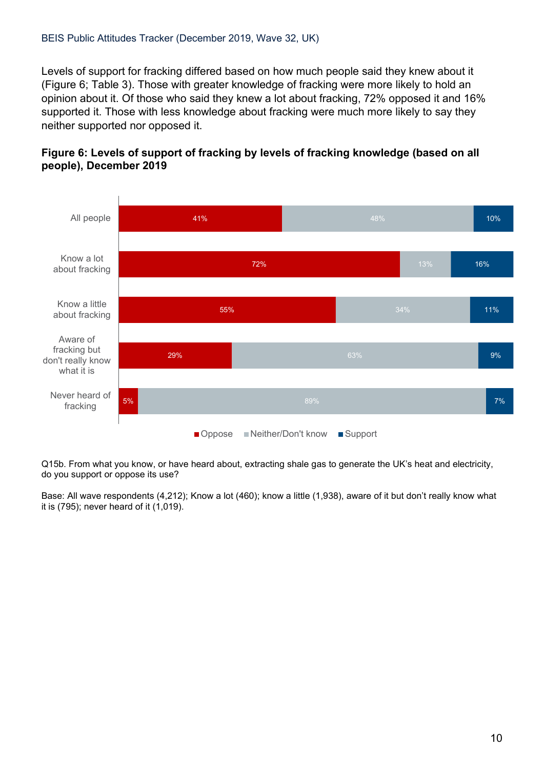Levels of support for fracking differed based on how much people said they knew about it (Figure 6; Table 3). Those with greater knowledge of fracking were more likely to hold an opinion about it. Of those who said they knew a lot about fracking, 72% opposed it and 16% supported it. Those with less knowledge about fracking were much more likely to say they neither supported nor opposed it.

**Figure 6: Levels of support of fracking by levels of fracking knowledge (based on all people), December 2019**

| | Oppose | Neither/Don't know | Support |
| --- | --- | --- | --- |
| All people | 41% | 48% | 10% |
| Know a lot about fracking | 72% | 13% | 16% |
| Know a little about fracking | 55% | 34% | 11% |
| Aware of fracking but don't really know what it is | 29% | 63% | 9% |
| Never heard of fracking | 5% | 89% | 7% |

Q15b. From what you know, or have heard about, extracting shale gas to generate the UK's heat and electricity, do you support or oppose its use?

Base: All wave respondents (4,212); Know a lot (460); know a little (1,938), aware of it but don't really know what it is (795); never heard of it (1,019).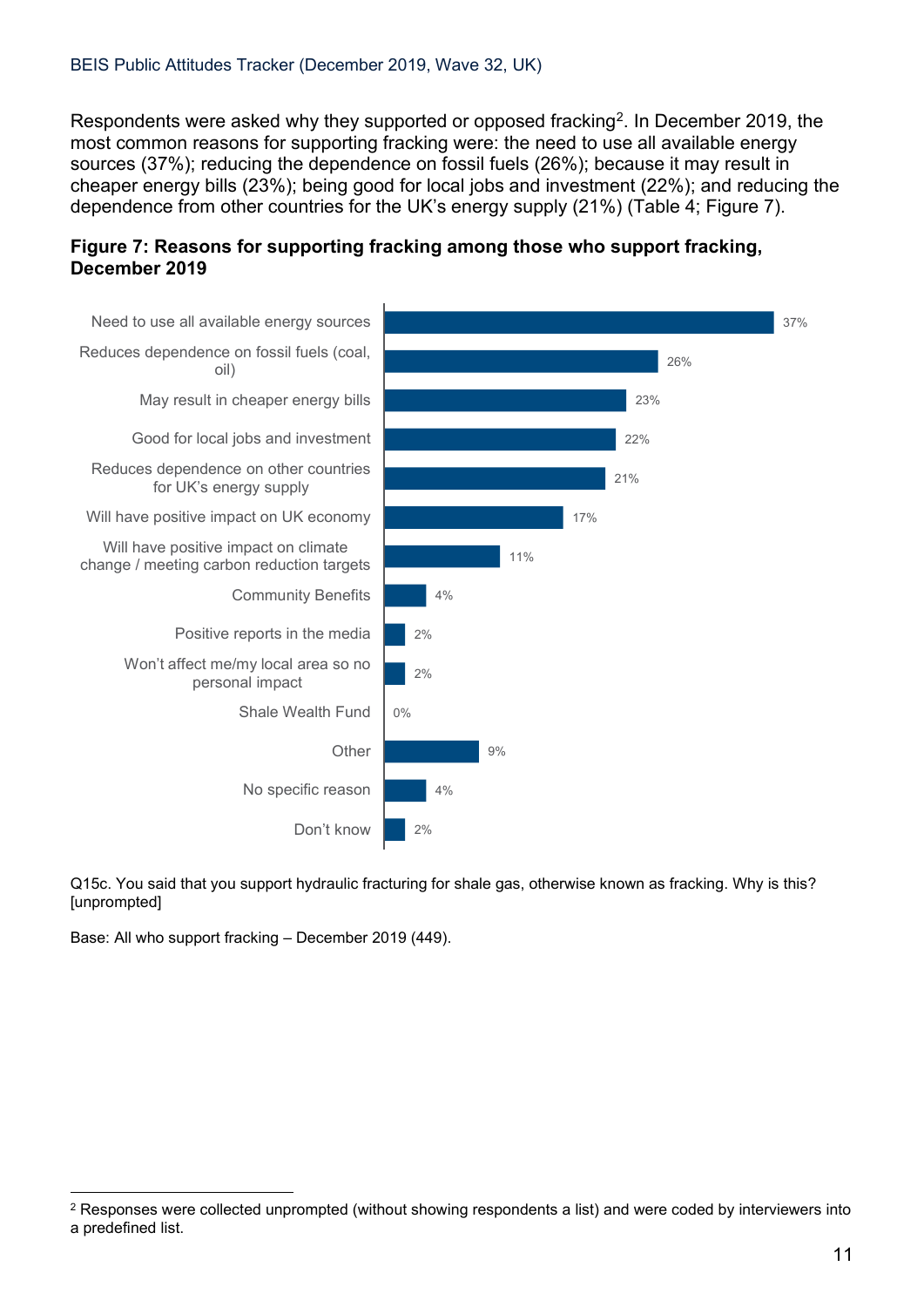Respondents were asked why they supported or opposed fracking[2]. In December 2019, the most common reasons for supporting fracking were: the need to use all available energy sources (37%); reducing the dependence on fossil fuels (26%); because it may result in cheaper energy bills (23%); being good for local jobs and investment (22%); and reducing the dependence from other countries for the UK's energy supply (21%) (Table 4; Figure 7).

**Figure 7: Reasons for supporting fracking among those who support fracking, December 2019**

| Reason | % |
| --- | --- |
| Need to use all available energy sources | 37% |
| Reduces dependence on fossil fuels (coal, oil) | 26% |
| May result in cheaper energy bills | 23% |
| Good for local jobs and investment | 22% |
| Reduces dependence on other countries for UK's energy supply | 21% |
| Will have positive impact on UK economy | 17% |
| Will have positive impact on climate change / meeting carbon reduction targets | 11% |
| Community Benefits | 4% |
| Positive reports in the media | 2% |
| Won't affect me/my local area so no personal impact | 2% |
| Shale Wealth Fund | 0% |
| Other | 9% |
| No specific reason | 4% |
| Don't know | 2% |

Q15c. You said that you support hydraulic fracturing for shale gas, otherwise known as fracking. Why is this? [unprompted]

Base: All who support fracking – December 2019 (449).

[2] Responses were collected unprompted (without showing respondents a list) and were coded by interviewers into a predefined list.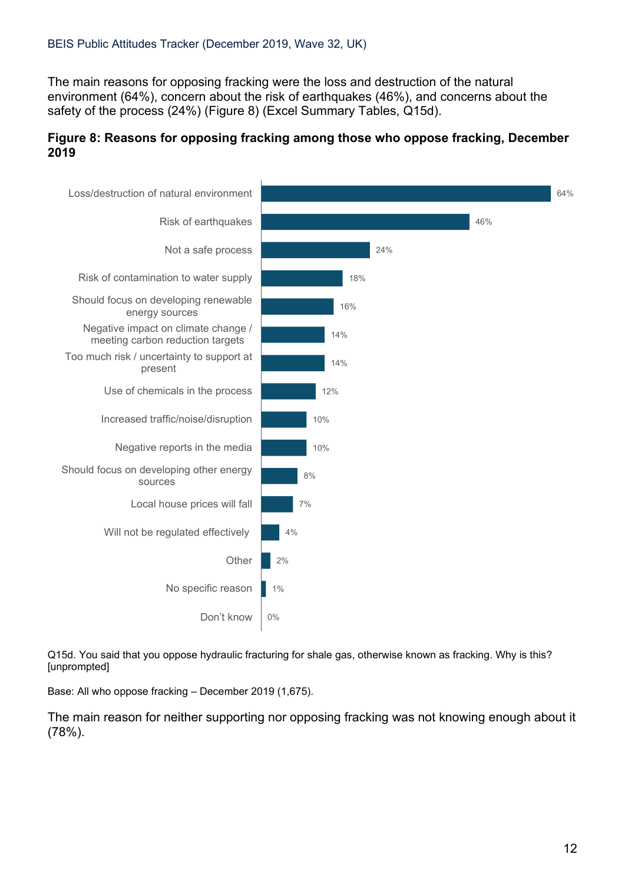The main reasons for opposing fracking were the loss and destruction of the natural environment (64%), concern about the risk of earthquakes (46%), and concerns about the safety of the process (24%) (Figure 8) (Excel Summary Tables, Q15d).

**Figure 8: Reasons for opposing fracking among those who oppose fracking, December 2019**

| Reason | % |
|---|---|
| Loss/destruction of natural environment | 64% |
| Risk of earthquakes | 46% |
| Not a safe process | 24% |
| Risk of contamination to water supply | 18% |
| Should focus on developing renewable energy sources | 16% |
| Negative impact on climate change / meeting carbon reduction targets | 14% |
| Too much risk / uncertainty to support at present | 14% |
| Use of chemicals in the process | 12% |
| Increased traffic/noise/disruption | 10% |
| Negative reports in the media | 10% |
| Should focus on developing other energy sources | 8% |
| Local house prices will fall | 7% |
| Will not be regulated effectively | 4% |
| Other | 2% |
| No specific reason | 1% |
| Don't know | 0% |

Q15d. You said that you oppose hydraulic fracturing for shale gas, otherwise known as fracking. Why is this? [unprompted]

Base: All who oppose fracking – December 2019 (1,675).

The main reason for neither supporting nor opposing fracking was not knowing enough about it (78%).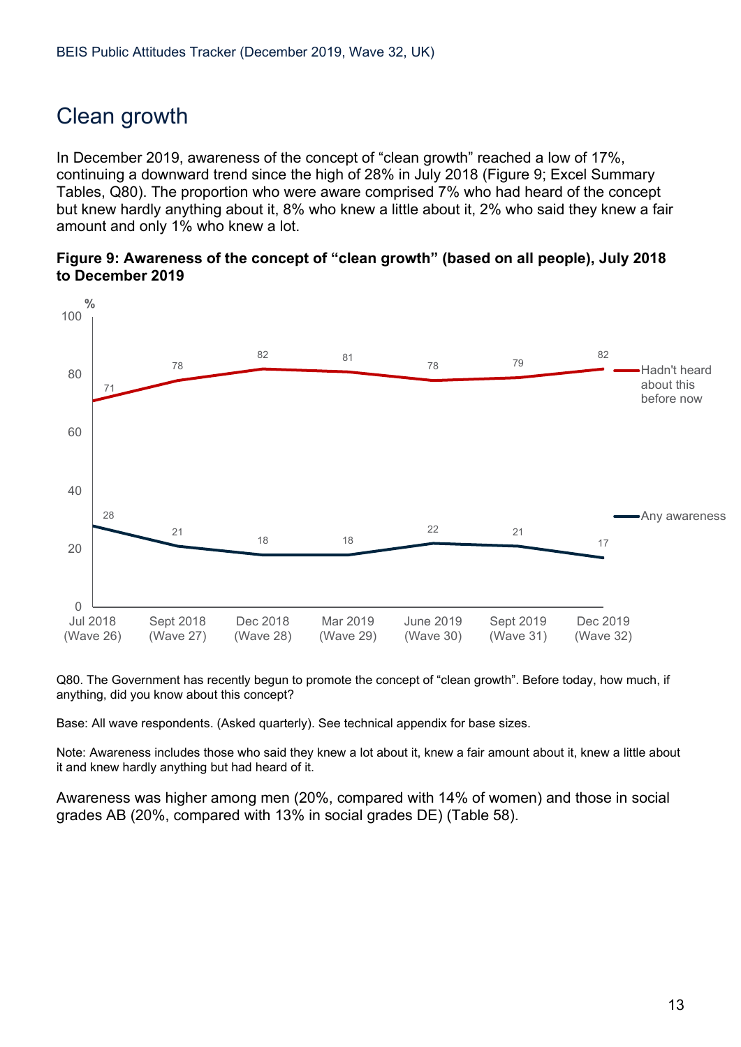## Clean growth

In December 2019, awareness of the concept of “clean growth” reached a low of 17%, continuing a downward trend since the high of 28% in July 2018 (Figure 9; Excel Summary Tables, Q80). The proportion who were aware comprised 7% who had heard of the concept but knew hardly anything about it, 8% who knew a little about it, 2% who said they knew a fair amount and only 1% who knew a lot.

**Figure 9: Awareness of the concept of “clean growth” (based on all people), July 2018 to December 2019**

| % | Jul 2018 (Wave 26) | Sept 2018 (Wave 27) | Dec 2018 (Wave 28) | Mar 2019 (Wave 29) | June 2019 (Wave 30) | Sept 2019 (Wave 31) | Dec 2019 (Wave 32) |
|---|---|---|---|---|---|---|---|
| Hadn't heard about this before now | 71 | 78 | 82 | 81 | 78 | 79 | 82 |
| Any awareness | 28 | 21 | 18 | 18 | 22 | 21 | 17 |

Q80. The Government has recently begun to promote the concept of “clean growth”. Before today, how much, if anything, did you know about this concept?

Base: All wave respondents. (Asked quarterly). See technical appendix for base sizes.

Note: Awareness includes those who said they knew a lot about it, knew a fair amount about it, knew a little about it and knew hardly anything but had heard of it.

Awareness was higher among men (20%, compared with 14% of women) and those in social grades AB (20%, compared with 13% in social grades DE) (Table 58).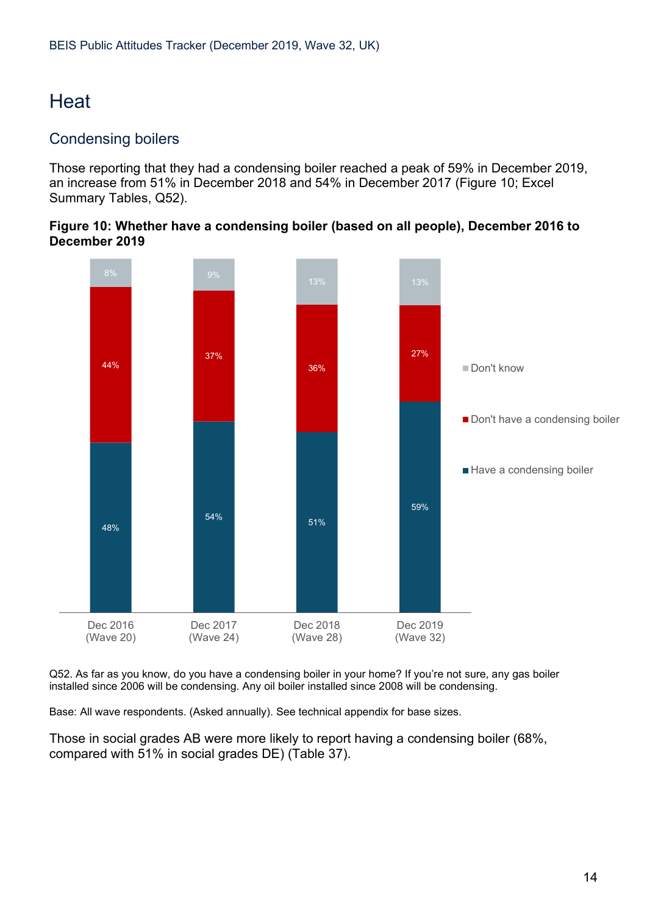# Heat

## Condensing boilers

Those reporting that they had a condensing boiler reached a peak of 59% in December 2019, an increase from 51% in December 2018 and 54% in December 2017 (Figure 10; Excel Summary Tables, Q52).

**Figure 10: Whether have a condensing boiler (based on all people), December 2016 to December 2019**

| | Dec 2016 (Wave 20) | Dec 2017 (Wave 24) | Dec 2018 (Wave 28) | Dec 2019 (Wave 32) |
|---|---|---|---|---|
| Don't know | 8% | 9% | 13% | 13% |
| Don't have a condensing boiler | 44% | 37% | 36% | 27% |
| Have a condensing boiler | 48% | 54% | 51% | 59% |

Q52. As far as you know, do you have a condensing boiler in your home? If you're not sure, any gas boiler installed since 2006 will be condensing. Any oil boiler installed since 2008 will be condensing.

Base: All wave respondents. (Asked annually). See technical appendix for base sizes.

Those in social grades AB were more likely to report having a condensing boiler (68%, compared with 51% in social grades DE) (Table 37).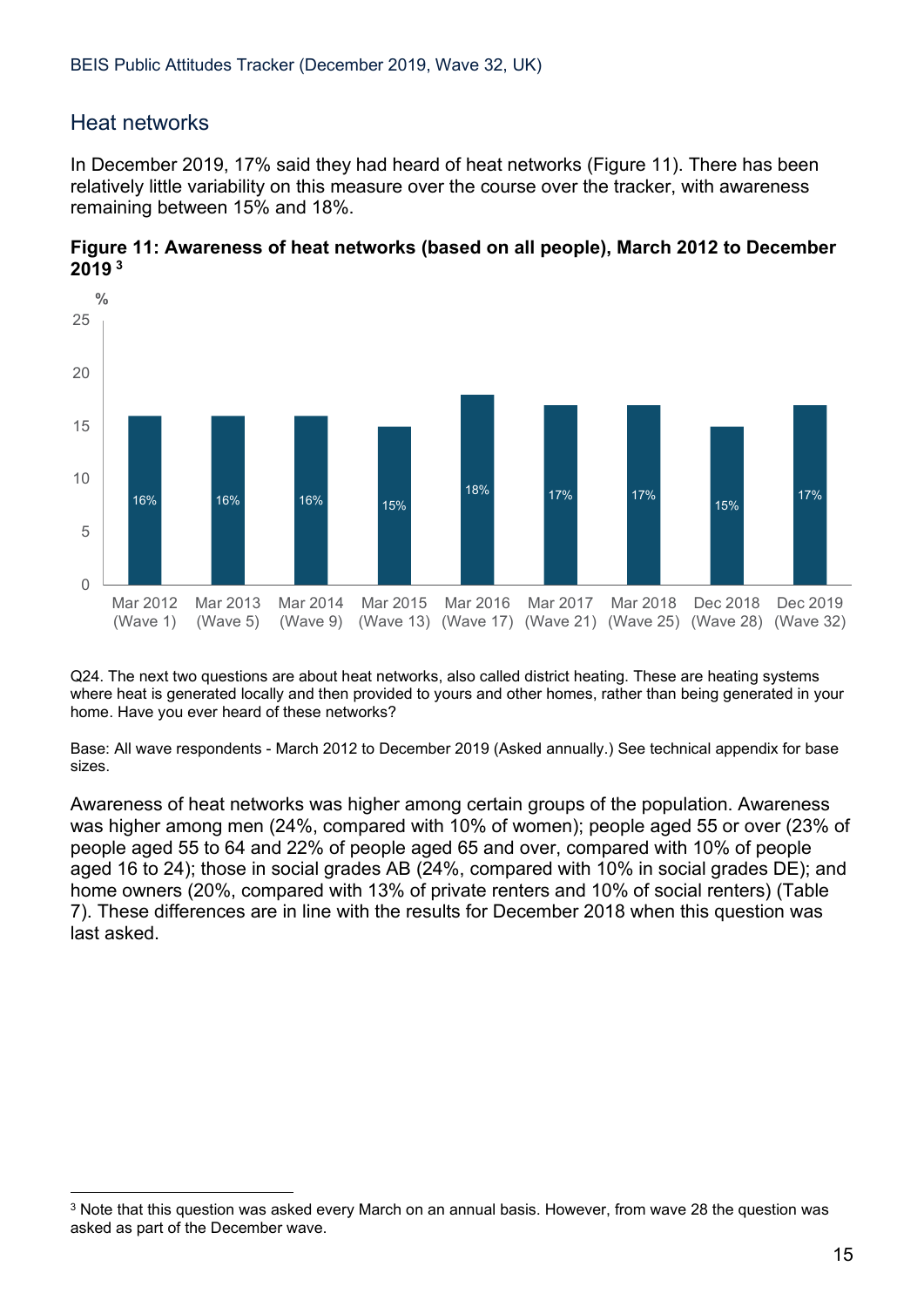## Heat networks

In December 2019, 17% said they had heard of heat networks (Figure 11). There has been relatively little variability on this measure over the course over the tracker, with awareness remaining between 15% and 18%.

**Figure 11: Awareness of heat networks (based on all people), March 2012 to December 2019** [3]

| | Mar 2012 (Wave 1) | Mar 2013 (Wave 5) | Mar 2014 (Wave 9) | Mar 2015 (Wave 13) | Mar 2016 (Wave 17) | Mar 2017 (Wave 21) | Mar 2018 (Wave 25) | Dec 2018 (Wave 28) | Dec 2019 (Wave 32) |
|---|---|---|---|---|---|---|---|---|---|
| % | 16% | 16% | 16% | 15% | 18% | 17% | 17% | 15% | 17% |

Q24. The next two questions are about heat networks, also called district heating. These are heating systems where heat is generated locally and then provided to yours and other homes, rather than being generated in your home. Have you ever heard of these networks?

Base: All wave respondents - March 2012 to December 2019 (Asked annually.) See technical appendix for base sizes.

Awareness of heat networks was higher among certain groups of the population. Awareness was higher among men (24%, compared with 10% of women); people aged 55 or over (23% of people aged 55 to 64 and 22% of people aged 65 and over, compared with 10% of people aged 16 to 24); those in social grades AB (24%, compared with 10% in social grades DE); and home owners (20%, compared with 13% of private renters and 10% of social renters) (Table 7). These differences are in line with the results for December 2018 when this question was last asked.

[3] Note that this question was asked every March on an annual basis. However, from wave 28 the question was asked as part of the December wave.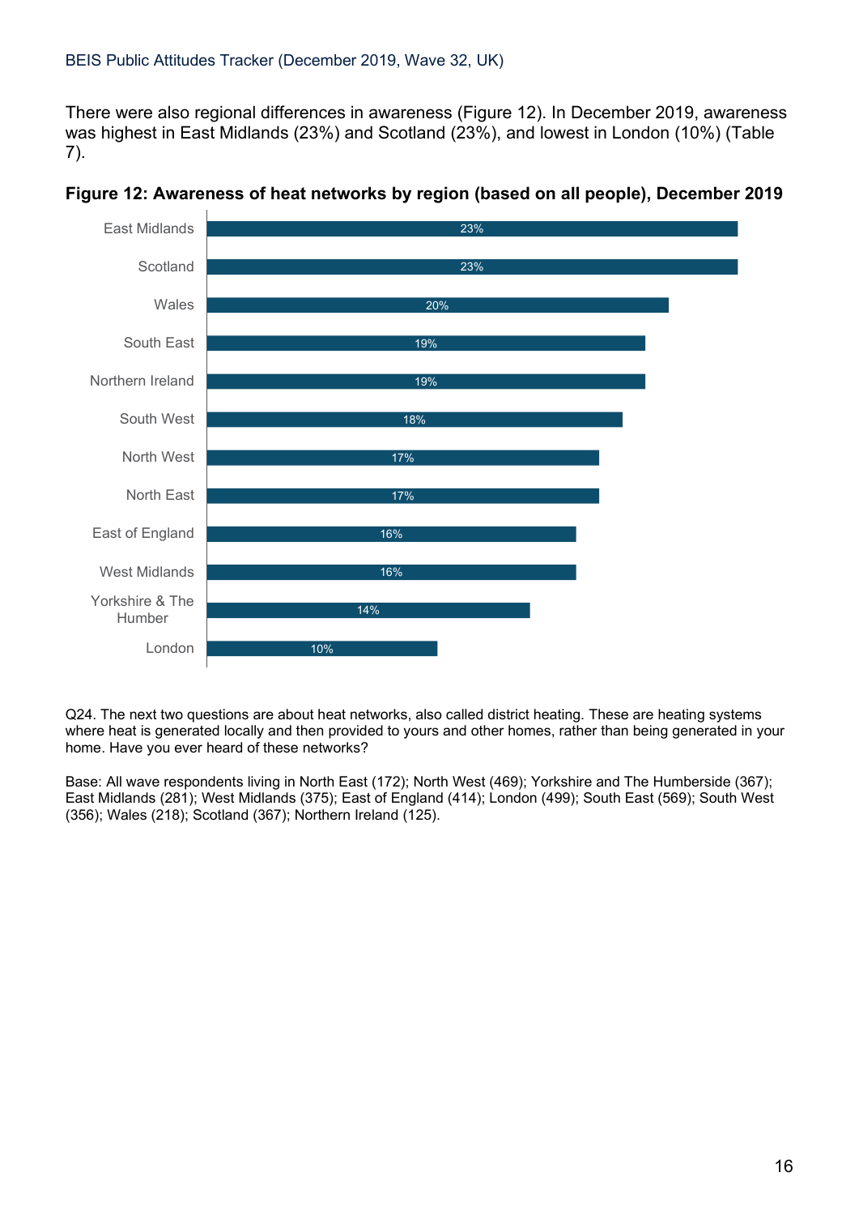There were also regional differences in awareness (Figure 12). In December 2019, awareness was highest in East Midlands (23%) and Scotland (23%), and lowest in London (10%) (Table 7).

**Figure 12: Awareness of heat networks by region (based on all people), December 2019**

| Region | Awareness |
|---|---|
| East Midlands | 23% |
| Scotland | 23% |
| Wales | 20% |
| South East | 19% |
| Northern Ireland | 19% |
| South West | 18% |
| North West | 17% |
| North East | 17% |
| East of England | 16% |
| West Midlands | 16% |
| Yorkshire & The Humber | 14% |
| London | 10% |

Q24. The next two questions are about heat networks, also called district heating. These are heating systems where heat is generated locally and then provided to yours and other homes, rather than being generated in your home. Have you ever heard of these networks?

Base: All wave respondents living in North East (172); North West (469); Yorkshire and The Humberside (367); East Midlands (281); West Midlands (375); East of England (414); London (499); South East (569); South West (356); Wales (218); Scotland (367); Northern Ireland (125).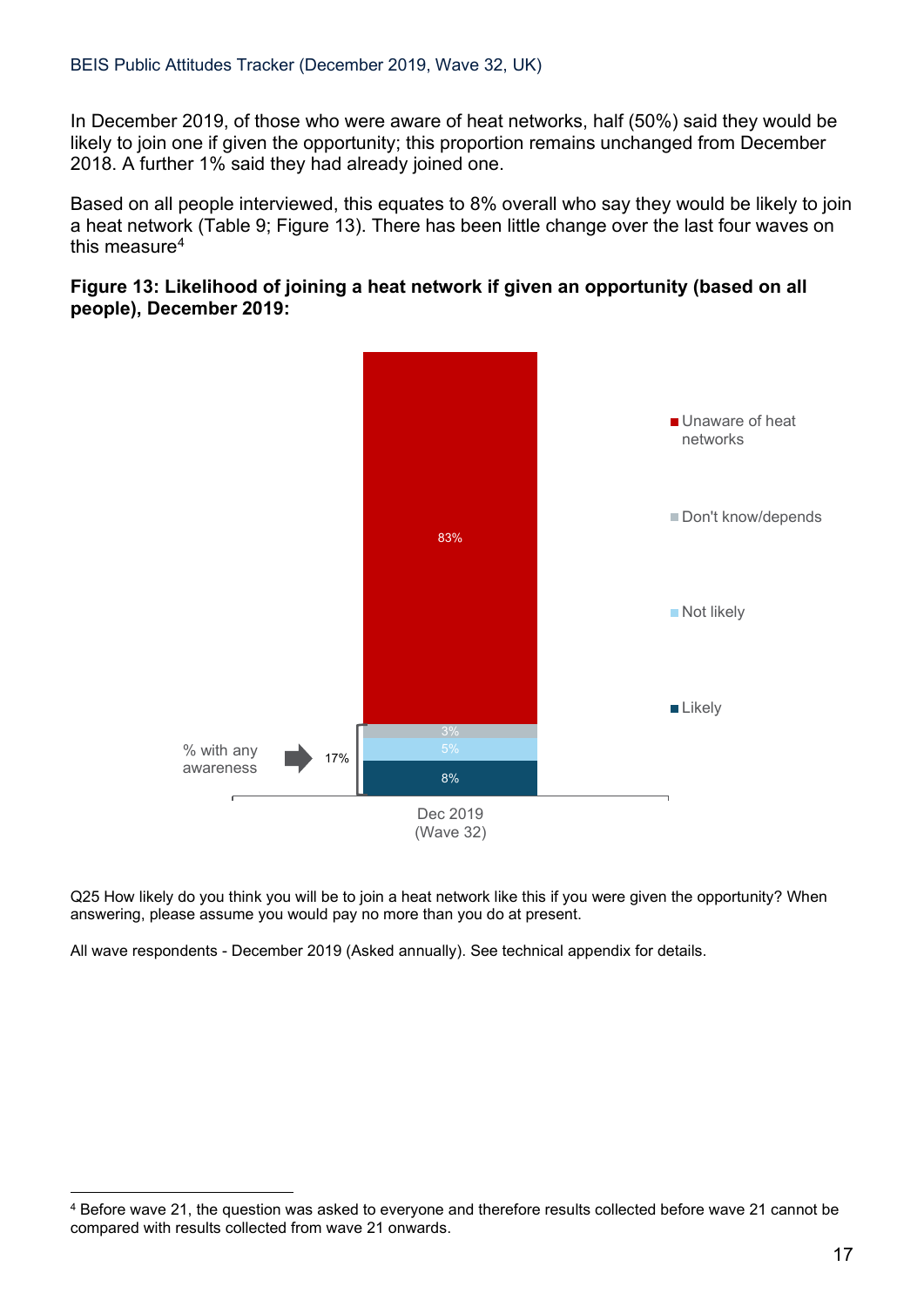In December 2019, of those who were aware of heat networks, half (50%) said they would be likely to join one if given the opportunity; this proportion remains unchanged from December 2018. A further 1% said they had already joined one.

Based on all people interviewed, this equates to 8% overall who say they would be likely to join a heat network (Table 9; Figure 13). There has been little change over the last four waves on this measure[4]

**Figure 13: Likelihood of joining a heat network if given an opportunity (based on all people), December 2019:**

| Dec 2019 (Wave 32) | % |
|---|---|
| Unaware of heat networks | 83% |
| Don't know/depends | 3% |
| Not likely | 5% |
| Likely | 8% |
| % with any awareness | 17% |

Q25 How likely do you think you will be to join a heat network like this if you were given the opportunity? When answering, please assume you would pay no more than you do at present.

All wave respondents - December 2019 (Asked annually). See technical appendix for details.

[4] Before wave 21, the question was asked to everyone and therefore results collected before wave 21 cannot be compared with results collected from wave 21 onwards.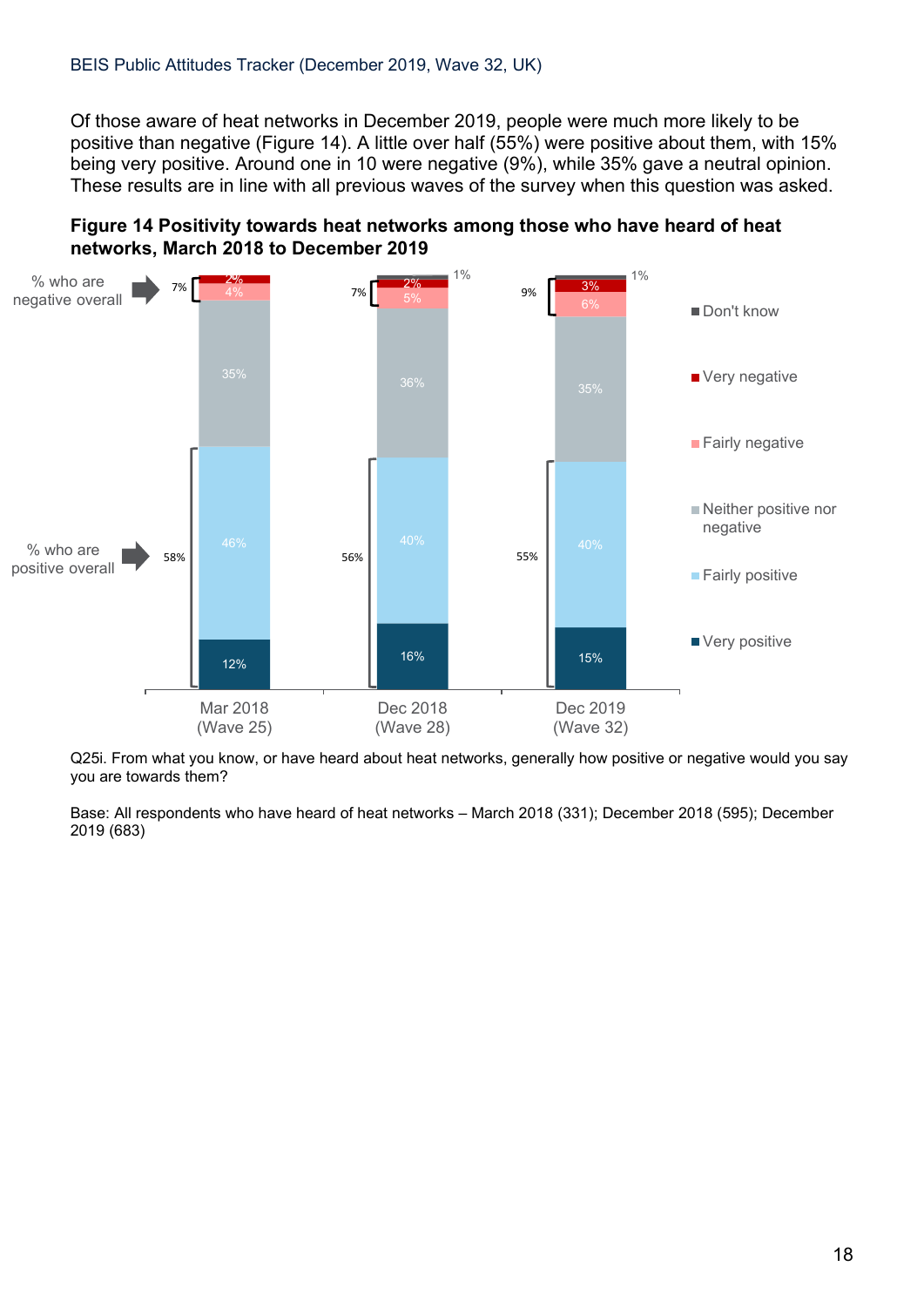Of those aware of heat networks in December 2019, people were much more likely to be positive than negative (Figure 14). A little over half (55%) were positive about them, with 15% being very positive. Around one in 10 were negative (9%), while 35% gave a neutral opinion. These results are in line with all previous waves of the survey when this question was asked.

**Figure 14 Positivity towards heat networks among those who have heard of heat networks, March 2018 to December 2019**

| | Mar 2018 (Wave 25) | Dec 2018 (Wave 28) | Dec 2019 (Wave 32) |
|---|---|---|---|
| Don't know | | 1% | 1% |
| Very negative | 2% | 2% | 3% |
| Fairly negative | 4% | 5% | 6% |
| Neither positive nor negative | 35% | 36% | 35% |
| Fairly positive | 46% | 40% | 40% |
| Very positive | 12% | 16% | 15% |
| % who are negative overall | 7% | 7% | 9% |
| % who are positive overall | 58% | 56% | 55% |

Q25i. From what you know, or have heard about heat networks, generally how positive or negative would you say you are towards them?

Base: All respondents who have heard of heat networks – March 2018 (331); December 2018 (595); December 2019 (683)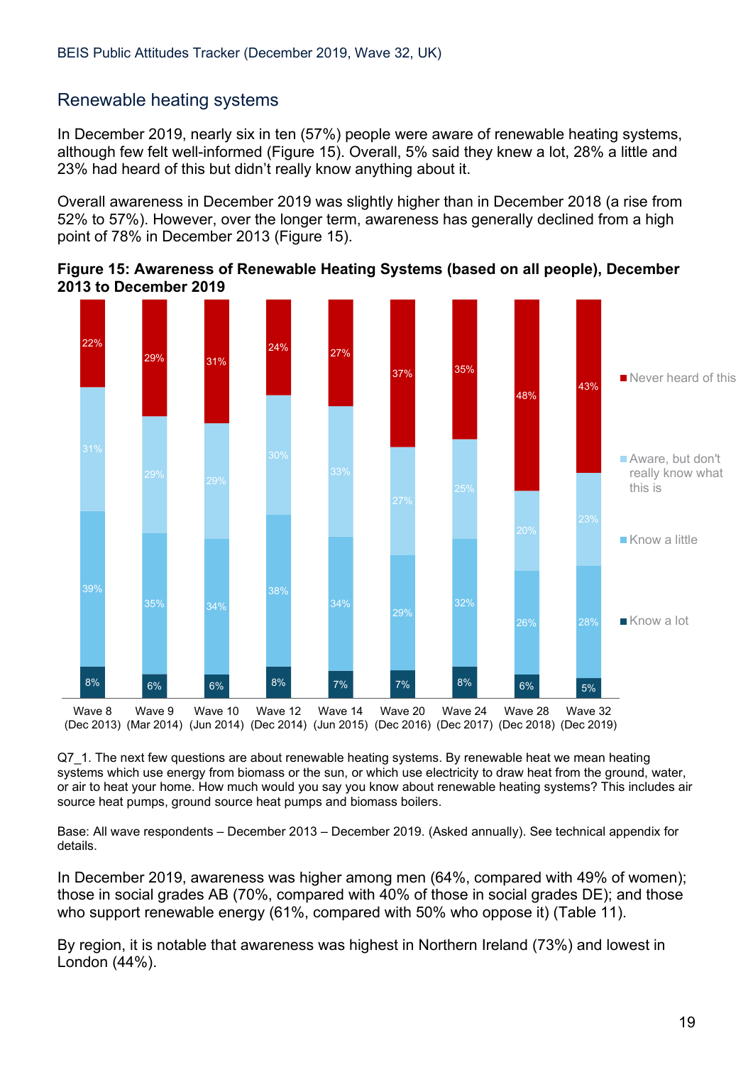## Renewable heating systems

In December 2019, nearly six in ten (57%) people were aware of renewable heating systems, although few felt well-informed (Figure 15). Overall, 5% said they knew a lot, 28% a little and 23% had heard of this but didn't really know anything about it.

Overall awareness in December 2019 was slightly higher than in December 2018 (a rise from 52% to 57%). However, over the longer term, awareness has generally declined from a high point of 78% in December 2013 (Figure 15).

**Figure 15: Awareness of Renewable Heating Systems (based on all people), December 2013 to December 2019**

| | Wave 8 (Dec 2013) | Wave 9 (Mar 2014) | Wave 10 (Jun 2014) | Wave 12 (Dec 2014) | Wave 14 (Jun 2015) | Wave 20 (Dec 2016) | Wave 24 (Dec 2017) | Wave 28 (Dec 2018) | Wave 32 (Dec 2019) |
|---|---|---|---|---|---|---|---|---|---|
| Never heard of this | 22% | 29% | 31% | 24% | 27% | 37% | 35% | 48% | 43% |
| Aware, but don't really know what this is | 31% | 29% | 29% | 30% | 33% | 27% | 25% | 20% | 23% |
| Know a little | 39% | 35% | 34% | 38% | 34% | 29% | 32% | 26% | 28% |
| Know a lot | 8% | 6% | 6% | 8% | 7% | 7% | 8% | 6% | 5% |

Q7_1. The next few questions are about renewable heating systems. By renewable heat we mean heating systems which use energy from biomass or the sun, or which use electricity to draw heat from the ground, water, or air to heat your home. How much would you say you know about renewable heating systems? This includes air source heat pumps, ground source heat pumps and biomass boilers.

Base: All wave respondents – December 2013 – December 2019. (Asked annually). See technical appendix for details.

In December 2019, awareness was higher among men (64%, compared with 49% of women); those in social grades AB (70%, compared with 40% of those in social grades DE); and those who support renewable energy (61%, compared with 50% who oppose it) (Table 11).

By region, it is notable that awareness was highest in Northern Ireland (73%) and lowest in London (44%).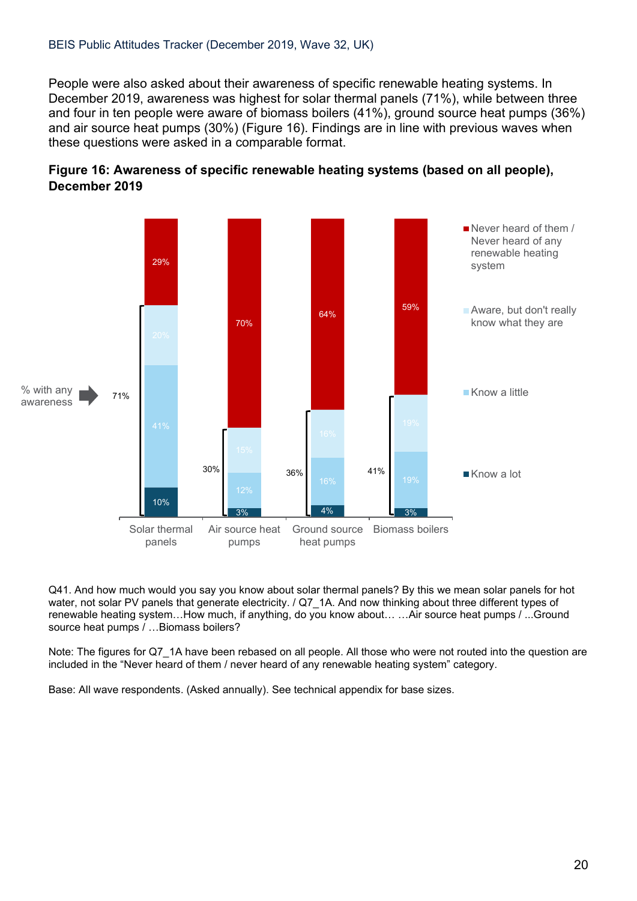People were also asked about their awareness of specific renewable heating systems. In December 2019, awareness was highest for solar thermal panels (71%), while between three and four in ten people were aware of biomass boilers (41%), ground source heat pumps (36%) and air source heat pumps (30%) (Figure 16). Findings are in line with previous waves when these questions were asked in a comparable format.

**Figure 16: Awareness of specific renewable heating systems (based on all people), December 2019**

| | Solar thermal panels | Air source heat pumps | Ground source heat pumps | Biomass boilers |
|---|---|---|---|---|
| Never heard of them / Never heard of any renewable heating system | 29% | 70% | 64% | 59% |
| Aware, but don't really know what they are | 20% | 15% | 16% | 19% |
| Know a little | 41% | 12% | 16% | 19% |
| Know a lot | 10% | 3% | 4% | 3% |
| % with any awareness | 71% | 30% | 36% | 41% |

Q41. And how much would you say you know about solar thermal panels? By this we mean solar panels for hot water, not solar PV panels that generate electricity. / Q7_1A. And now thinking about three different types of renewable heating system…How much, if anything, do you know about… …Air source heat pumps / ...Ground source heat pumps / …Biomass boilers?

Note: The figures for Q7_1A have been rebased on all people. All those who were not routed into the question are included in the "Never heard of them / never heard of any renewable heating system" category.

Base: All wave respondents. (Asked annually). See technical appendix for base sizes.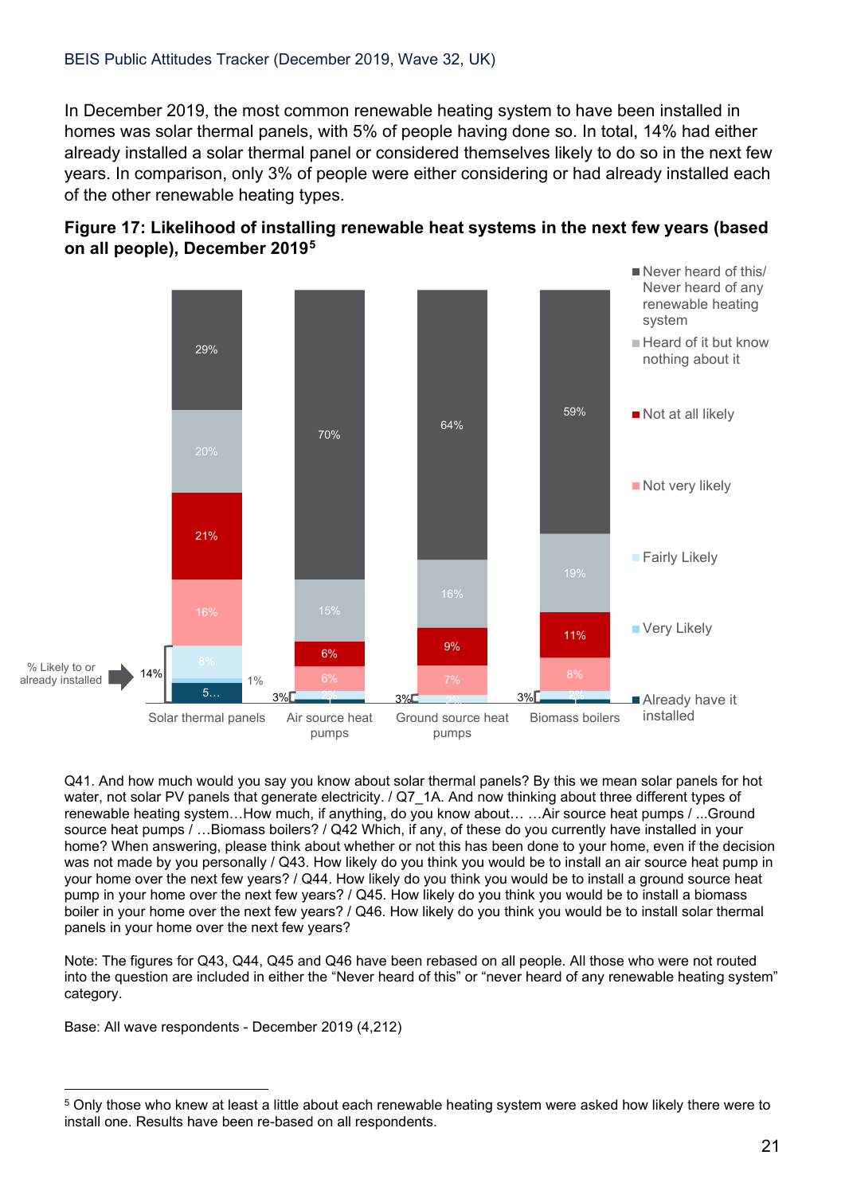In December 2019, the most common renewable heating system to have been installed in homes was solar thermal panels, with 5% of people having done so. In total, 14% had either already installed a solar thermal panel or considered themselves likely to do so in the next few years. In comparison, only 3% of people were either considering or had already installed each of the other renewable heating types.

**Figure 17: Likelihood of installing renewable heat systems in the next few years (based on all people), December 2019[5]**

| | Solar thermal panels | Air source heat pumps | Ground source heat pumps | Biomass boilers |
|---|---|---|---|---|
| Never heard of this/ Never heard of any renewable heating system | 29% | 70% | 64% | 59% |
| Heard of it but know nothing about it | 20% | 15% | 16% | 19% |
| Not at all likely | 21% | 6% | 9% | 11% |
| Not very likely | 16% | 6% | 7% | 8% |
| Fairly Likely | 8% | 2% | 2% | 2% |
| Very Likely | 1% | | | |
| Already have it installed | 5… | | | |
| % Likely to or already installed | 14% | 3% | 3% | 3% |

Q41. And how much would you say you know about solar thermal panels? By this we mean solar panels for hot water, not solar PV panels that generate electricity. / Q7_1A. And now thinking about three different types of renewable heating system…How much, if anything, do you know about… …Air source heat pumps / ...Ground source heat pumps / …Biomass boilers? / Q42 Which, if any, of these do you currently have installed in your home? When answering, please think about whether or not this has been done to your home, even if the decision was not made by you personally / Q43. How likely do you think you would be to install an air source heat pump in your home over the next few years? / Q44. How likely do you think you would be to install a ground source heat pump in your home over the next few years? / Q45. How likely do you think you would be to install a biomass boiler in your home over the next few years? / Q46. How likely do you think you would be to install solar thermal panels in your home over the next few years?

Note: The figures for Q43, Q44, Q45 and Q46 have been rebased on all people. All those who were not routed into the question are included in either the "Never heard of this" or "never heard of any renewable heating system" category.

Base: All wave respondents - December 2019 (4,212)

[5] Only those who knew at least a little about each renewable heating system were asked how likely there were to install one. Results have been re-based on all respondents.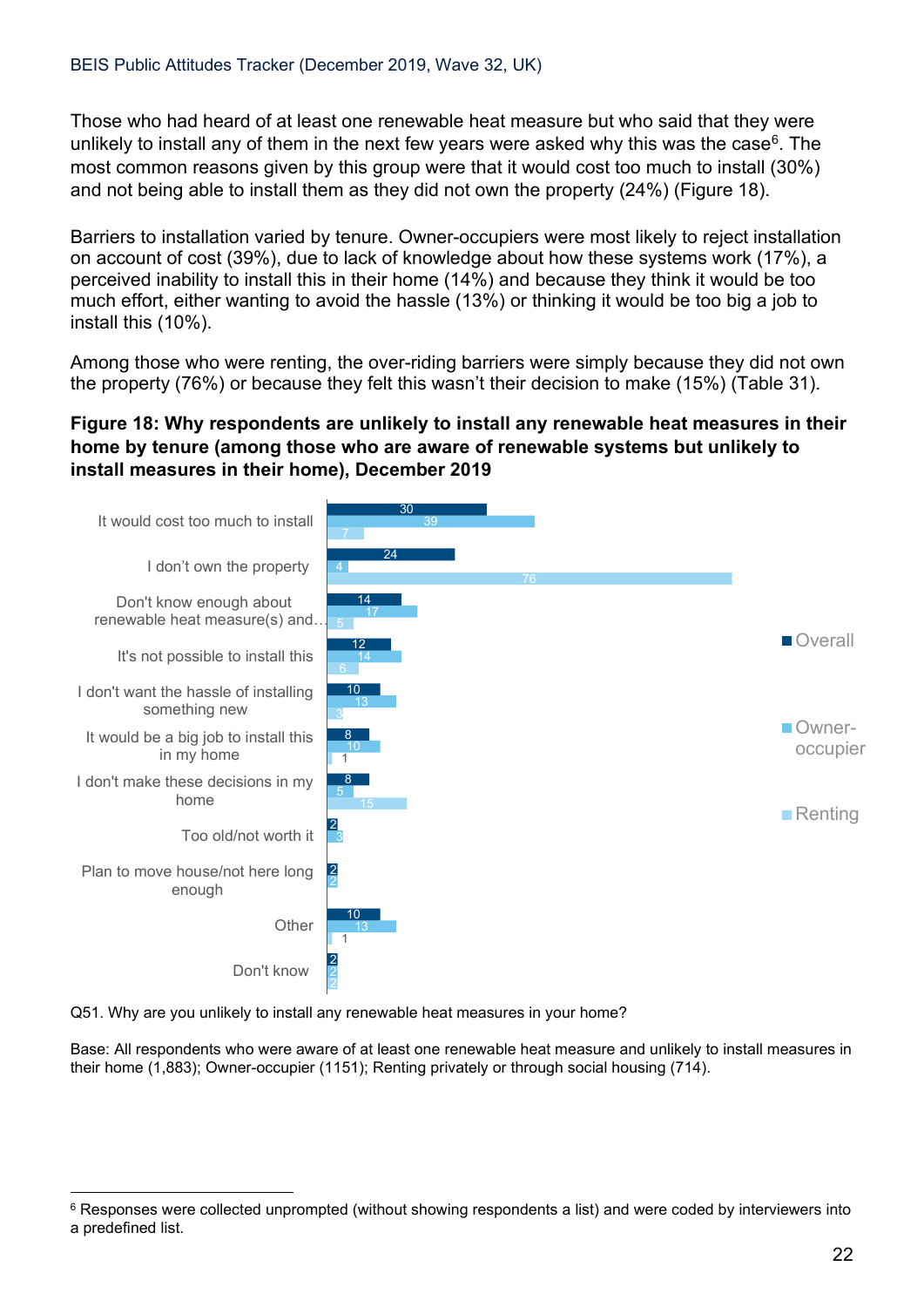Those who had heard of at least one renewable heat measure but who said that they were unlikely to install any of them in the next few years were asked why this was the case[6]. The most common reasons given by this group were that it would cost too much to install (30%) and not being able to install them as they did not own the property (24%) (Figure 18).

Barriers to installation varied by tenure. Owner-occupiers were most likely to reject installation on account of cost (39%), due to lack of knowledge about how these systems work (17%), a perceived inability to install this in their home (14%) and because they think it would be too much effort, either wanting to avoid the hassle (13%) or thinking it would be too big a job to install this (10%).

Among those who were renting, the over-riding barriers were simply because they did not own the property (76%) or because they felt this wasn't their decision to make (15%) (Table 31).

**Figure 18: Why respondents are unlikely to install any renewable heat measures in their home by tenure (among those who are aware of renewable systems but unlikely to install measures in their home), December 2019**

| | Overall | Owner-occupier | Renting |
|---|---|---|---|
| It would cost too much to install | 30 | 39 | 7 |
| I don't own the property | 24 | 4 | 76 |
| Don't know enough about renewable heat measure(s) and… | 14 | 17 | 5 |
| It's not possible to install this | 12 | 14 | 6 |
| I don't want the hassle of installing something new | 10 | 13 | 3 |
| It would be a big job to install this in my home | 8 | 10 | 1 |
| I don't make these decisions in my home | 8 | 5 | 15 |
| Too old/not worth it | 2 | 3 | |
| Plan to move house/not here long enough | 2 | 2 | |
| Other | 10 | 13 | 1 |
| Don't know | 2 | 2 | 2 |

Q51. Why are you unlikely to install any renewable heat measures in your home?

Base: All respondents who were aware of at least one renewable heat measure and unlikely to install measures in their home (1,883); Owner-occupier (1151); Renting privately or through social housing (714).

[6] Responses were collected unprompted (without showing respondents a list) and were coded by interviewers into a predefined list.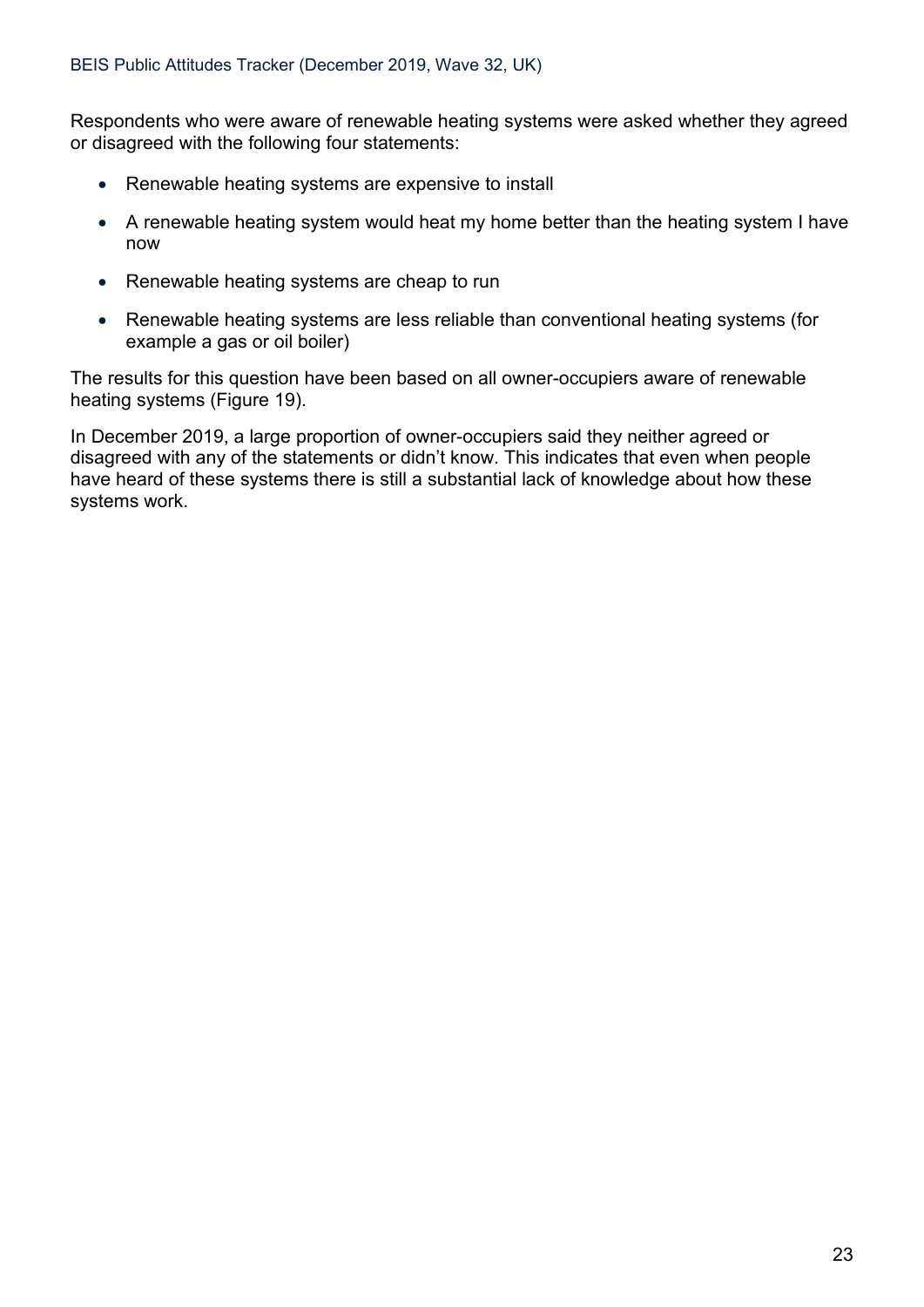Respondents who were aware of renewable heating systems were asked whether they agreed or disagreed with the following four statements:

- Renewable heating systems are expensive to install
- A renewable heating system would heat my home better than the heating system I have now
- Renewable heating systems are cheap to run
- Renewable heating systems are less reliable than conventional heating systems (for example a gas or oil boiler)

The results for this question have been based on all owner-occupiers aware of renewable heating systems (Figure 19).

In December 2019, a large proportion of owner-occupiers said they neither agreed or disagreed with any of the statements or didn't know. This indicates that even when people have heard of these systems there is still a substantial lack of knowledge about how these systems work.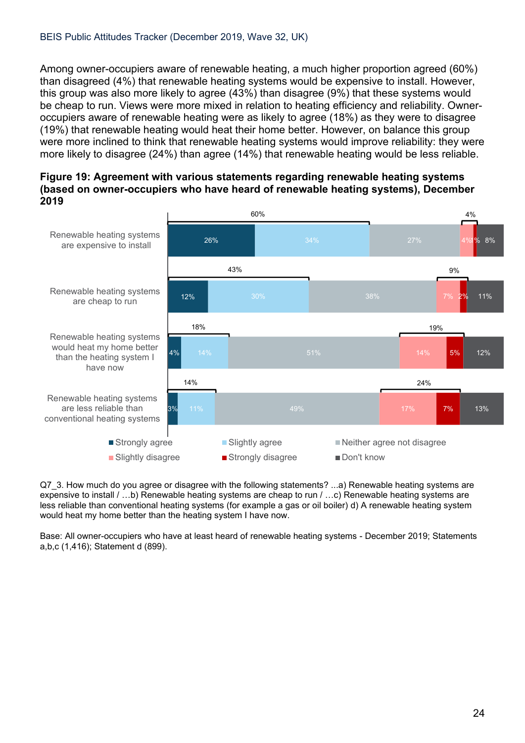Among owner-occupiers aware of renewable heating, a much higher proportion agreed (60%) than disagreed (4%) that renewable heating systems would be expensive to install. However, this group was also more likely to agree (43%) than disagree (9%) that these systems would be cheap to run. Views were more mixed in relation to heating efficiency and reliability. Owner-occupiers aware of renewable heating were as likely to agree (18%) as they were to disagree (19%) that renewable heating would heat their home better. However, on balance this group were more inclined to think that renewable heating systems would improve reliability: they were more likely to disagree (24%) than agree (14%) that renewable heating would be less reliable.

**Figure 19: Agreement with various statements regarding renewable heating systems (based on owner-occupiers who have heard of renewable heating systems), December 2019**

| Statement | Strongly agree | Slightly agree | Neither agree not disagree | Slightly disagree | Strongly disagree | Don't know | Total agree | Total disagree |
|---|---|---|---|---|---|---|---|---|
| Renewable heating systems are expensive to install | 26% | 34% | 27% | 4% | 1% | 8% | 60% | 4% |
| Renewable heating systems are cheap to run | 12% | 30% | 38% | 7% | 2% | 11% | 43% | 9% |
| Renewable heating systems would heat my home better than the heating system I have now | 4% | 14% | 51% | 14% | 5% | 12% | 18% | 19% |
| Renewable heating systems are less reliable than conventional heating systems | 3% | 11% | 49% | 17% | 7% | 13% | 14% | 24% |

Q7_3. How much do you agree or disagree with the following statements? ...a) Renewable heating systems are expensive to install / …b) Renewable heating systems are cheap to run / …c) Renewable heating systems are less reliable than conventional heating systems (for example a gas or oil boiler) d) A renewable heating system would heat my home better than the heating system I have now.

Base: All owner-occupiers who have at least heard of renewable heating systems - December 2019; Statements a,b,c (1,416); Statement d (899).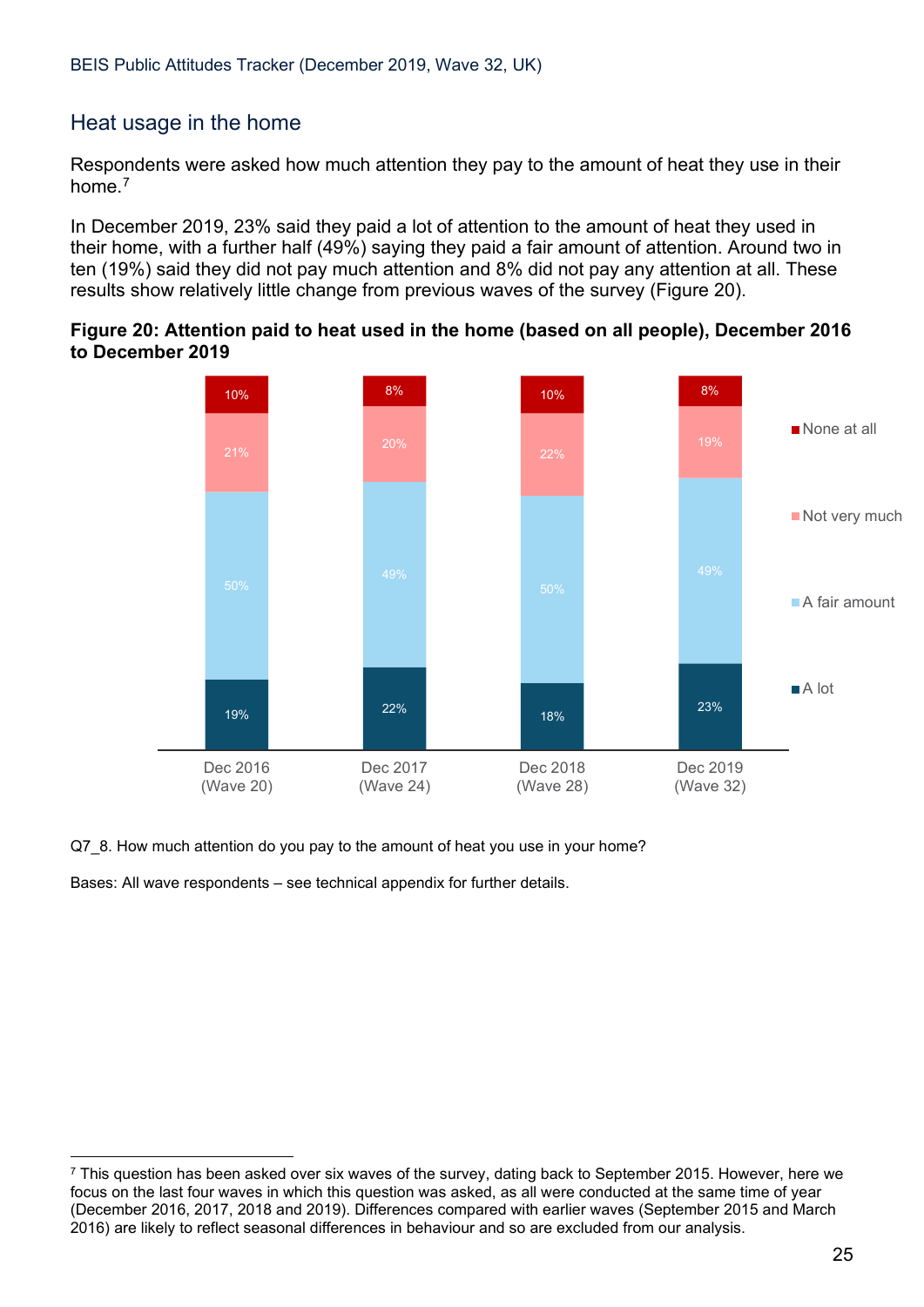## Heat usage in the home

Respondents were asked how much attention they pay to the amount of heat they use in their home.[7]

In December 2019, 23% said they paid a lot of attention to the amount of heat they used in their home, with a further half (49%) saying they paid a fair amount of attention. Around two in ten (19%) said they did not pay much attention and 8% did not pay any attention at all. These results show relatively little change from previous waves of the survey (Figure 20).

**Figure 20: Attention paid to heat used in the home (based on all people), December 2016 to December 2019**

| | Dec 2016 (Wave 20) | Dec 2017 (Wave 24) | Dec 2018 (Wave 28) | Dec 2019 (Wave 32) |
|---|---|---|---|---|
| None at all | 10% | 8% | 10% | 8% |
| Not very much | 21% | 20% | 22% | 19% |
| A fair amount | 50% | 49% | 50% | 49% |
| A lot | 19% | 22% | 18% | 23% |

Q7_8. How much attention do you pay to the amount of heat you use in your home?

Bases: All wave respondents – see technical appendix for further details.

[7] This question has been asked over six waves of the survey, dating back to September 2015. However, here we focus on the last four waves in which this question was asked, as all were conducted at the same time of year (December 2016, 2017, 2018 and 2019). Differences compared with earlier waves (September 2015 and March 2016) are likely to reflect seasonal differences in behaviour and so are excluded from our analysis.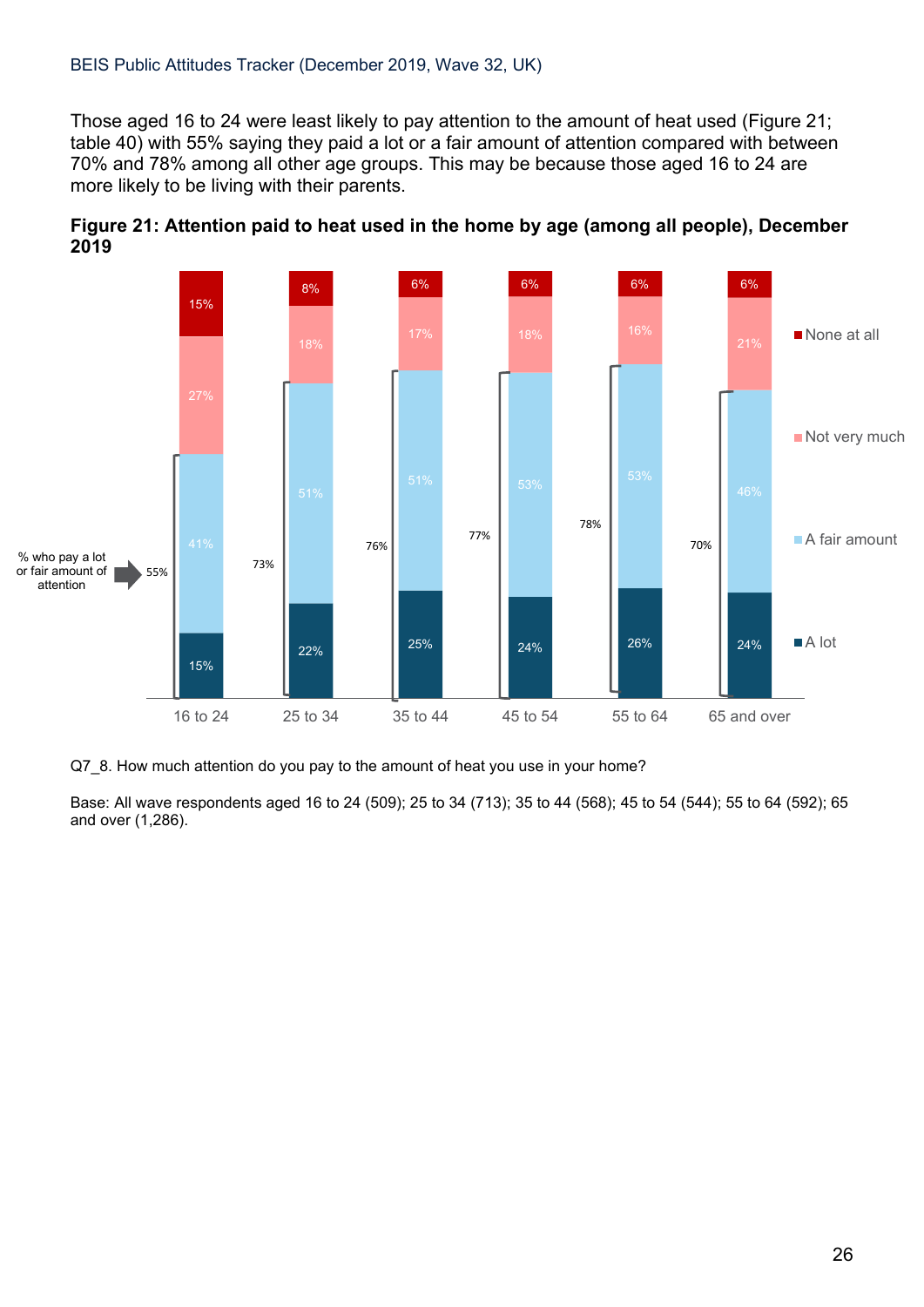Those aged 16 to 24 were least likely to pay attention to the amount of heat used (Figure 21; table 40) with 55% saying they paid a lot or a fair amount of attention compared with between 70% and 78% among all other age groups. This may be because those aged 16 to 24 are more likely to be living with their parents.

**Figure 21: Attention paid to heat used in the home by age (among all people), December 2019**

| | 16 to 24 | 25 to 34 | 35 to 44 | 45 to 54 | 55 to 64 | 65 and over |
|---|---|---|---|---|---|---|
| None at all | 15% | 8% | 6% | 6% | 6% | 6% |
| Not very much | 27% | 18% | 17% | 18% | 16% | 21% |
| A fair amount | 41% | 51% | 51% | 53% | 53% | 46% |
| A lot | 15% | 22% | 25% | 24% | 26% | 24% |
| % who pay a lot or fair amount of attention | 55% | 73% | 76% | 77% | 78% | 70% |

Q7_8. How much attention do you pay to the amount of heat you use in your home?

Base: All wave respondents aged 16 to 24 (509); 25 to 34 (713); 35 to 44 (568); 45 to 54 (544); 55 to 64 (592); 65 and over (1,286).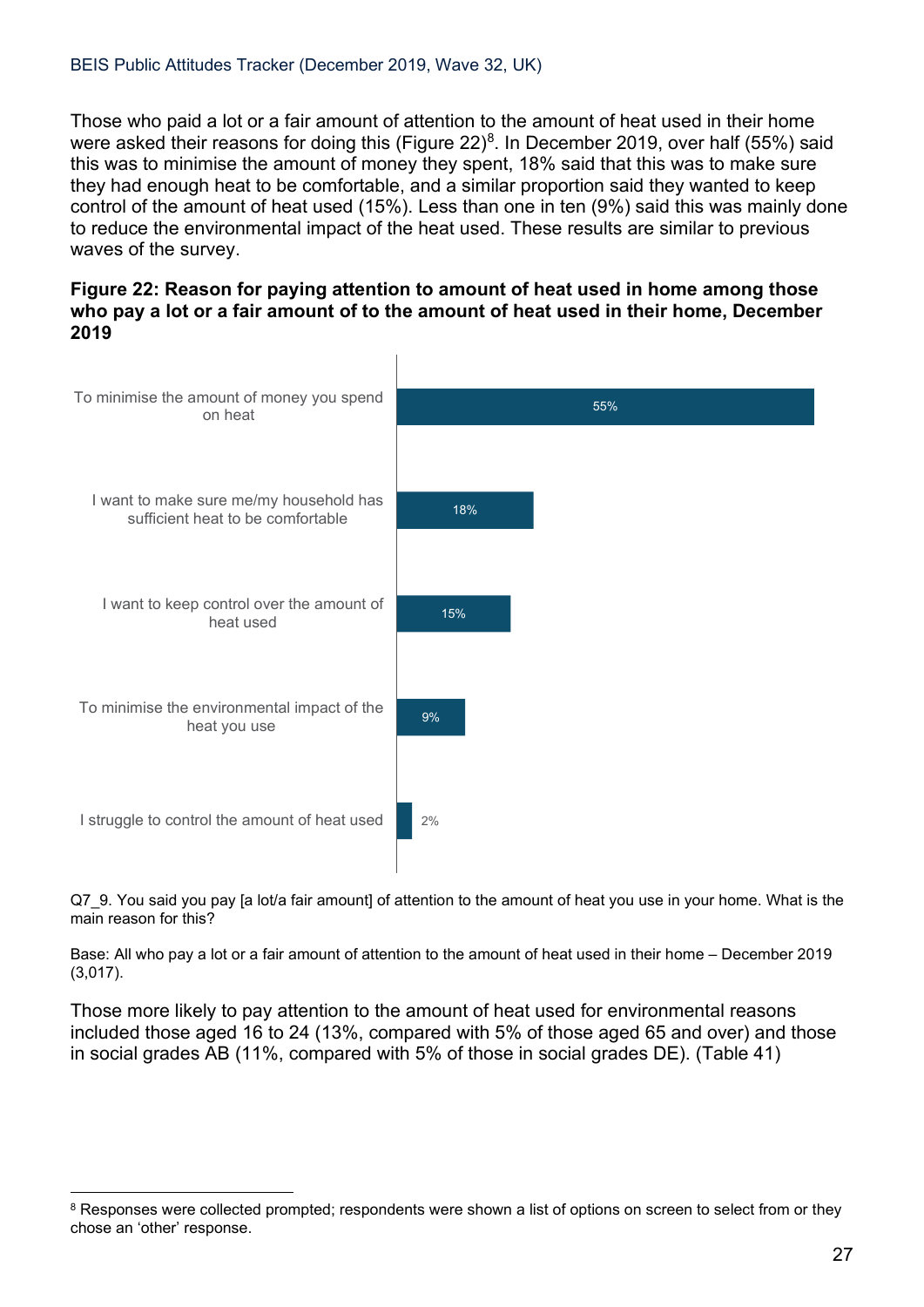Those who paid a lot or a fair amount of attention to the amount of heat used in their home were asked their reasons for doing this (Figure 22)[8]. In December 2019, over half (55%) said this was to minimise the amount of money they spent, 18% said that this was to make sure they had enough heat to be comfortable, and a similar proportion said they wanted to keep control of the amount of heat used (15%). Less than one in ten (9%) said this was mainly done to reduce the environmental impact of the heat used. These results are similar to previous waves of the survey.

**Figure 22: Reason for paying attention to amount of heat used in home among those who pay a lot or a fair amount of to the amount of heat used in their home, December 2019**

| Reason | % |
|---|---|
| To minimise the amount of money you spend on heat | 55% |
| I want to make sure me/my household has sufficient heat to be comfortable | 18% |
| I want to keep control over the amount of heat used | 15% |
| To minimise the environmental impact of the heat you use | 9% |
| I struggle to control the amount of heat used | 2% |

Q7_9. You said you pay [a lot/a fair amount] of attention to the amount of heat you use in your home. What is the main reason for this?

Base: All who pay a lot or a fair amount of attention to the amount of heat used in their home – December 2019 (3,017).

Those more likely to pay attention to the amount of heat used for environmental reasons included those aged 16 to 24 (13%, compared with 5% of those aged 65 and over) and those in social grades AB (11%, compared with 5% of those in social grades DE). (Table 41)

[8] Responses were collected prompted; respondents were shown a list of options on screen to select from or they chose an 'other' response.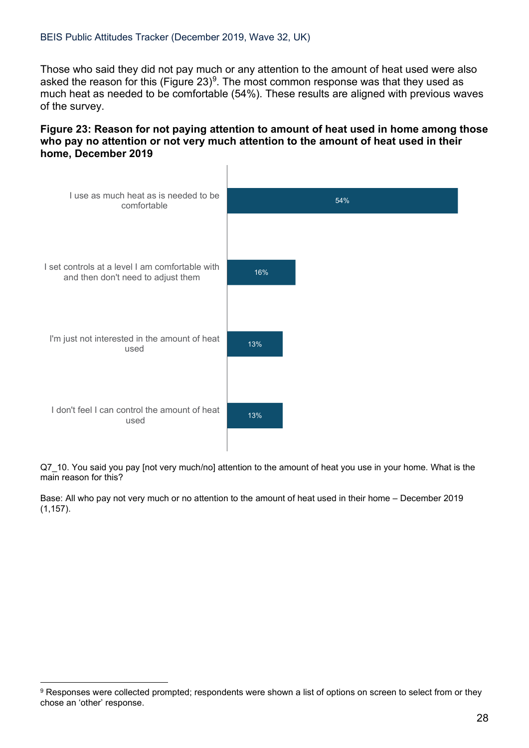Those who said they did not pay much or any attention to the amount of heat used were also asked the reason for this (Figure 23)[9]. The most common response was that they used as much heat as needed to be comfortable (54%). These results are aligned with previous waves of the survey.

**Figure 23: Reason for not paying attention to amount of heat used in home among those who pay no attention or not very much attention to the amount of heat used in their home, December 2019**

| Reason | % |
|---|---|
| I use as much heat as is needed to be comfortable | 54% |
| I set controls at a level I am comfortable with and then don't need to adjust them | 16% |
| I'm just not interested in the amount of heat used | 13% |
| I don't feel I can control the amount of heat used | 13% |

Q7_10. You said you pay [not very much/no] attention to the amount of heat you use in your home. What is the main reason for this?

Base: All who pay not very much or no attention to the amount of heat used in their home – December 2019 (1,157).

[9] Responses were collected prompted; respondents were shown a list of options on screen to select from or they chose an 'other' response.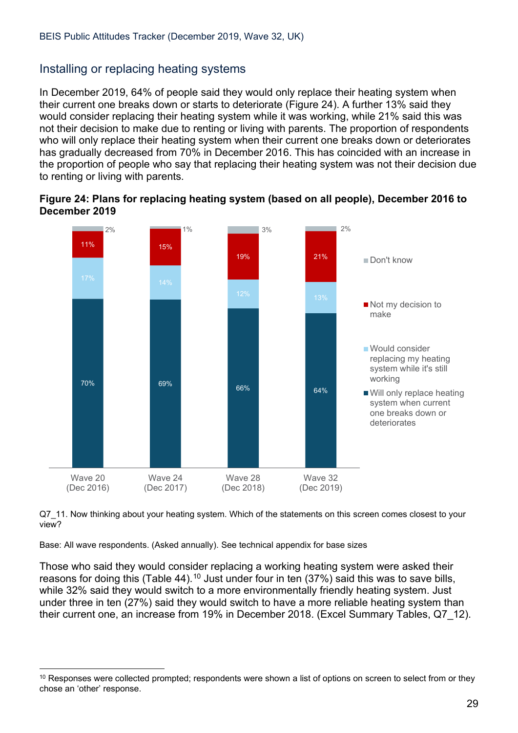## Installing or replacing heating systems

In December 2019, 64% of people said they would only replace their heating system when their current one breaks down or starts to deteriorate (Figure 24). A further 13% said they would consider replacing their heating system while it was working, while 21% said this was not their decision to make due to renting or living with parents. The proportion of respondents who will only replace their heating system when their current one breaks down or deteriorates has gradually decreased from 70% in December 2016. This has coincided with an increase in the proportion of people who say that replacing their heating system was not their decision due to renting or living with parents.

**Figure 24: Plans for replacing heating system (based on all people), December 2016 to December 2019**

| | Wave 20 (Dec 2016) | Wave 24 (Dec 2017) | Wave 28 (Dec 2018) | Wave 32 (Dec 2019) |
|---|---|---|---|---|
| Don't know | 2% | 1% | 3% | 2% |
| Not my decision to make | 11% | 15% | 19% | 21% |
| Would consider replacing my heating system while it's still working | 17% | 14% | 12% | 13% |
| Will only replace heating system when current one breaks down or deteriorates | 70% | 69% | 66% | 64% |

Q7_11. Now thinking about your heating system. Which of the statements on this screen comes closest to your view?

Base: All wave respondents. (Asked annually). See technical appendix for base sizes

Those who said they would consider replacing a working heating system were asked their reasons for doing this (Table 44).[10] Just under four in ten (37%) said this was to save bills, while 32% said they would switch to a more environmentally friendly heating system. Just under three in ten (27%) said they would switch to have a more reliable heating system than their current one, an increase from 19% in December 2018. (Excel Summary Tables, Q7_12).

[10] Responses were collected prompted; respondents were shown a list of options on screen to select from or they chose an 'other' response.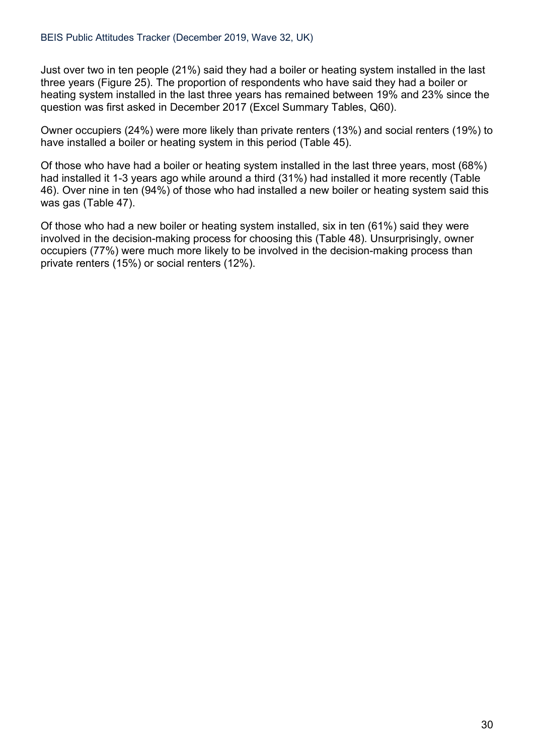Just over two in ten people (21%) said they had a boiler or heating system installed in the last three years (Figure 25). The proportion of respondents who have said they had a boiler or heating system installed in the last three years has remained between 19% and 23% since the question was first asked in December 2017 (Excel Summary Tables, Q60).

Owner occupiers (24%) were more likely than private renters (13%) and social renters (19%) to have installed a boiler or heating system in this period (Table 45).

Of those who have had a boiler or heating system installed in the last three years, most (68%) had installed it 1-3 years ago while around a third (31%) had installed it more recently (Table 46). Over nine in ten (94%) of those who had installed a new boiler or heating system said this was gas (Table 47).

Of those who had a new boiler or heating system installed, six in ten (61%) said they were involved in the decision-making process for choosing this (Table 48). Unsurprisingly, owner occupiers (77%) were much more likely to be involved in the decision-making process than private renters (15%) or social renters (12%).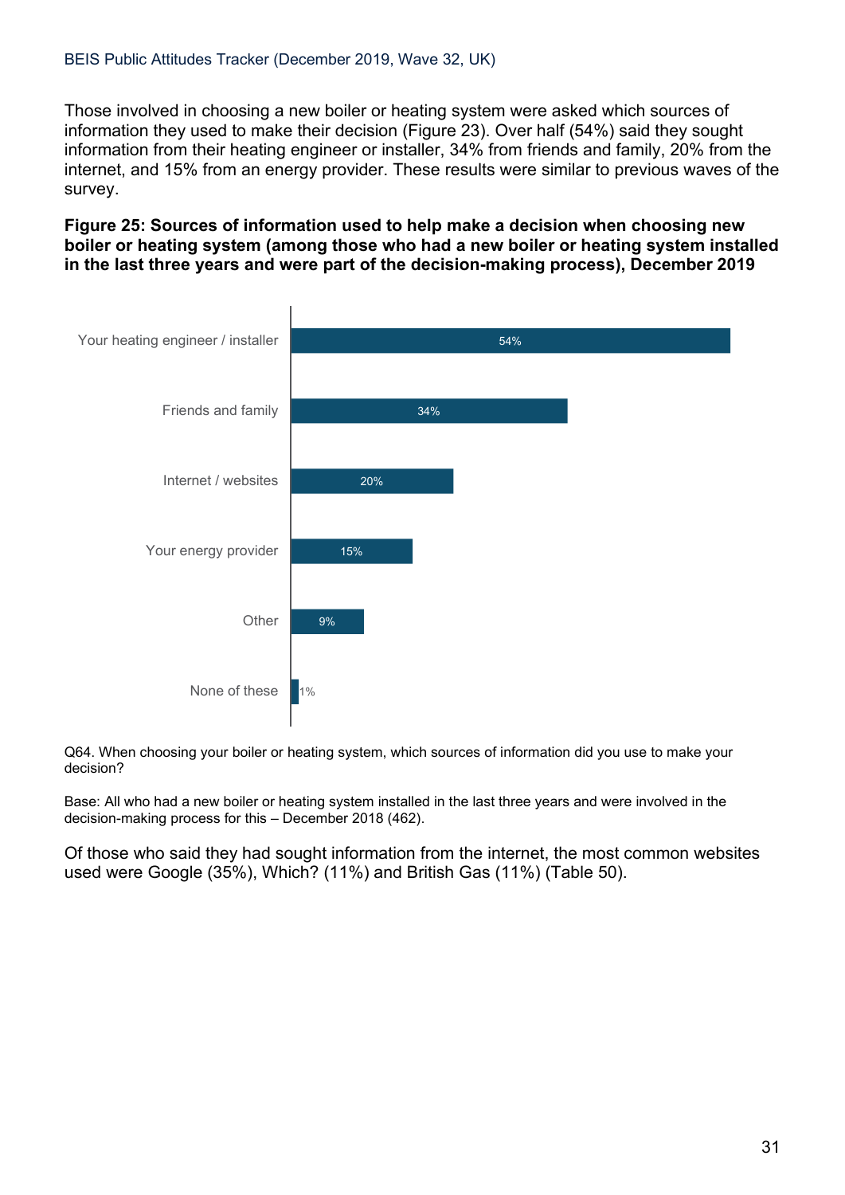Those involved in choosing a new boiler or heating system were asked which sources of information they used to make their decision (Figure 23). Over half (54%) said they sought information from their heating engineer or installer, 34% from friends and family, 20% from the internet, and 15% from an energy provider. These results were similar to previous waves of the survey.

**Figure 25: Sources of information used to help make a decision when choosing new boiler or heating system (among those who had a new boiler or heating system installed in the last three years and were part of the decision-making process), December 2019**

| Source | % |
| --- | --- |
| Your heating engineer / installer | 54% |
| Friends and family | 34% |
| Internet / websites | 20% |
| Your energy provider | 15% |
| Other | 9% |
| None of these | 1% |

Q64. When choosing your boiler or heating system, which sources of information did you use to make your decision?

Base: All who had a new boiler or heating system installed in the last three years and were involved in the decision-making process for this – December 2018 (462).

Of those who said they had sought information from the internet, the most common websites used were Google (35%), Which? (11%) and British Gas (11%) (Table 50).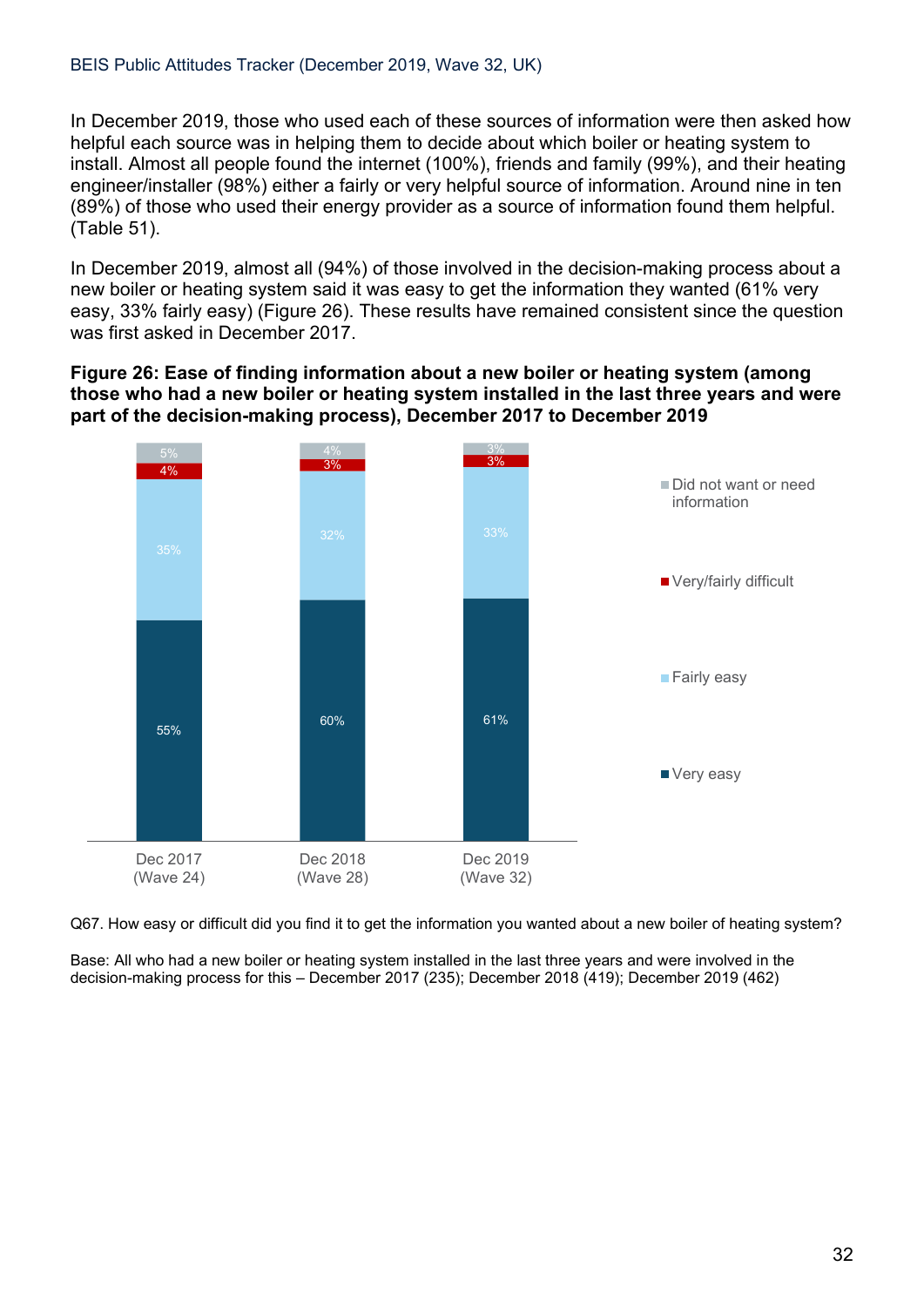In December 2019, those who used each of these sources of information were then asked how helpful each source was in helping them to decide about which boiler or heating system to install. Almost all people found the internet (100%), friends and family (99%), and their heating engineer/installer (98%) either a fairly or very helpful source of information. Around nine in ten (89%) of those who used their energy provider as a source of information found them helpful. (Table 51).

In December 2019, almost all (94%) of those involved in the decision-making process about a new boiler or heating system said it was easy to get the information they wanted (61% very easy, 33% fairly easy) (Figure 26). These results have remained consistent since the question was first asked in December 2017.

**Figure 26: Ease of finding information about a new boiler or heating system (among those who had a new boiler or heating system installed in the last three years and were part of the decision-making process), December 2017 to December 2019**

| | Dec 2017 (Wave 24) | Dec 2018 (Wave 28) | Dec 2019 (Wave 32) |
|---|---|---|---|
| Did not want or need information | 5% | 4% | 3% |
| Very/fairly difficult | 4% | 3% | 3% |
| Fairly easy | 35% | 32% | 33% |
| Very easy | 55% | 60% | 61% |

Q67. How easy or difficult did you find it to get the information you wanted about a new boiler of heating system?

Base: All who had a new boiler or heating system installed in the last three years and were involved in the decision-making process for this – December 2017 (235); December 2018 (419); December 2019 (462)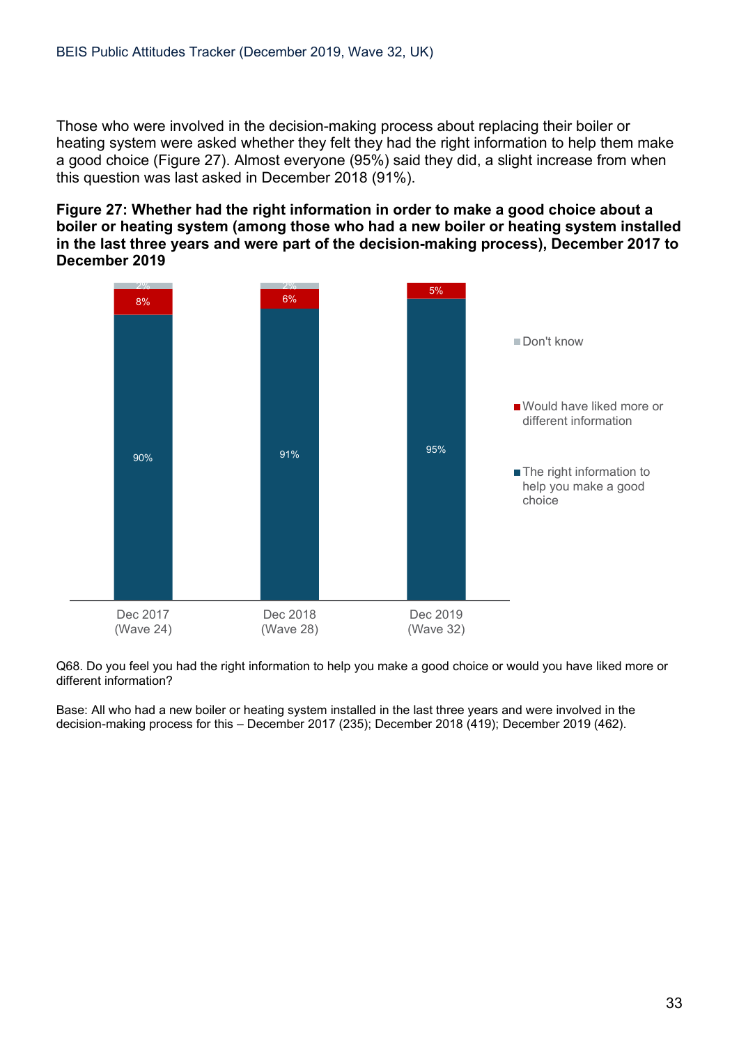Those who were involved in the decision-making process about replacing their boiler or heating system were asked whether they felt they had the right information to help them make a good choice (Figure 27). Almost everyone (95%) said they did, a slight increase from when this question was last asked in December 2018 (91%).

**Figure 27: Whether had the right information in order to make a good choice about a boiler or heating system (among those who had a new boiler or heating system installed in the last three years and were part of the decision-making process), December 2017 to December 2019**

| | Dec 2017 (Wave 24) | Dec 2018 (Wave 28) | Dec 2019 (Wave 32) |
|---|---|---|---|
| Don't know | 2% | 2% | |
| Would have liked more or different information | 8% | 6% | 5% |
| The right information to help you make a good choice | 90% | 91% | 95% |

Q68. Do you feel you had the right information to help you make a good choice or would you have liked more or different information?

Base: All who had a new boiler or heating system installed in the last three years and were involved in the decision-making process for this – December 2017 (235); December 2018 (419); December 2019 (462).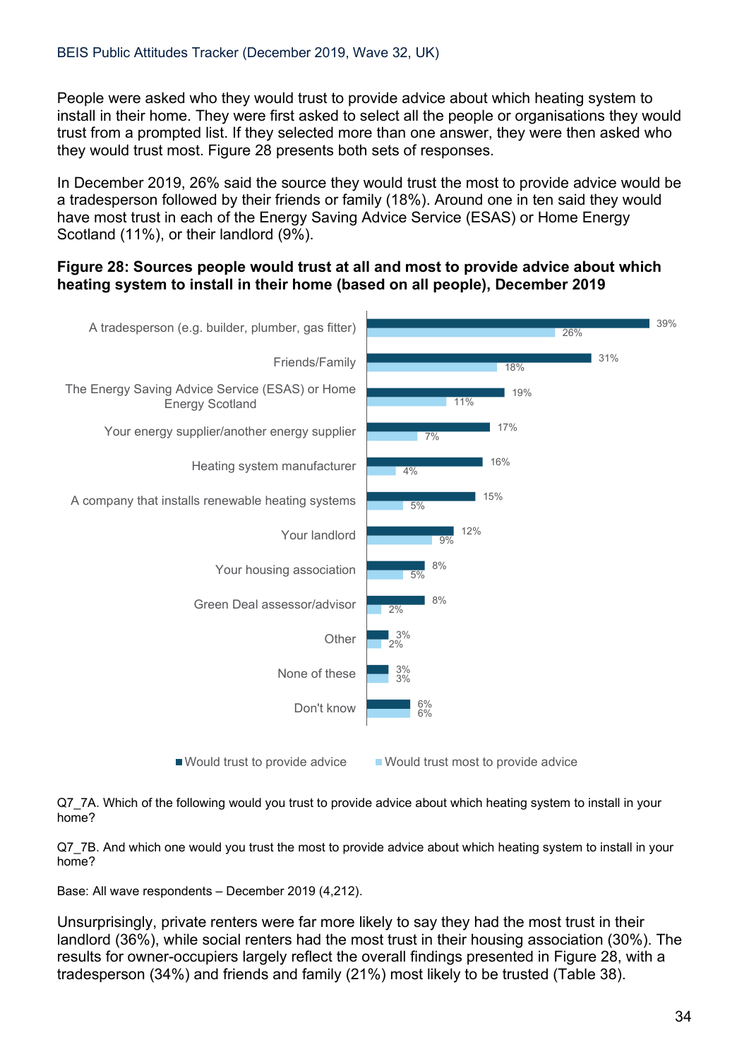People were asked who they would trust to provide advice about which heating system to install in their home. They were first asked to select all the people or organisations they would trust from a prompted list. If they selected more than one answer, they were then asked who they would trust most. Figure 28 presents both sets of responses.

In December 2019, 26% said the source they would trust the most to provide advice would be a tradesperson followed by their friends or family (18%). Around one in ten said they would have most trust in each of the Energy Saving Advice Service (ESAS) or Home Energy Scotland (11%), or their landlord (9%).

**Figure 28: Sources people would trust at all and most to provide advice about which heating system to install in their home (based on all people), December 2019**

| Source | Would trust to provide advice | Would trust most to provide advice |
|---|---|---|
| A tradesperson (e.g. builder, plumber, gas fitter) | 39% | 26% |
| Friends/Family | 31% | 18% |
| The Energy Saving Advice Service (ESAS) or Home Energy Scotland | 19% | 11% |
| Your energy supplier/another energy supplier | 17% | 7% |
| Heating system manufacturer | 16% | 4% |
| A company that installs renewable heating systems | 15% | 5% |
| Your landlord | 12% | 9% |
| Your housing association | 8% | 5% |
| Green Deal assessor/advisor | 8% | 2% |
| Other | 3% | 2% |
| None of these | 3% | 3% |
| Don't know | 6% | 6% |

Q7_7A. Which of the following would you trust to provide advice about which heating system to install in your home?

Q7_7B. And which one would you trust the most to provide advice about which heating system to install in your home?

Base: All wave respondents – December 2019 (4,212).

Unsurprisingly, private renters were far more likely to say they had the most trust in their landlord (36%), while social renters had the most trust in their housing association (30%). The results for owner-occupiers largely reflect the overall findings presented in Figure 28, with a tradesperson (34%) and friends and family (21%) most likely to be trusted (Table 38).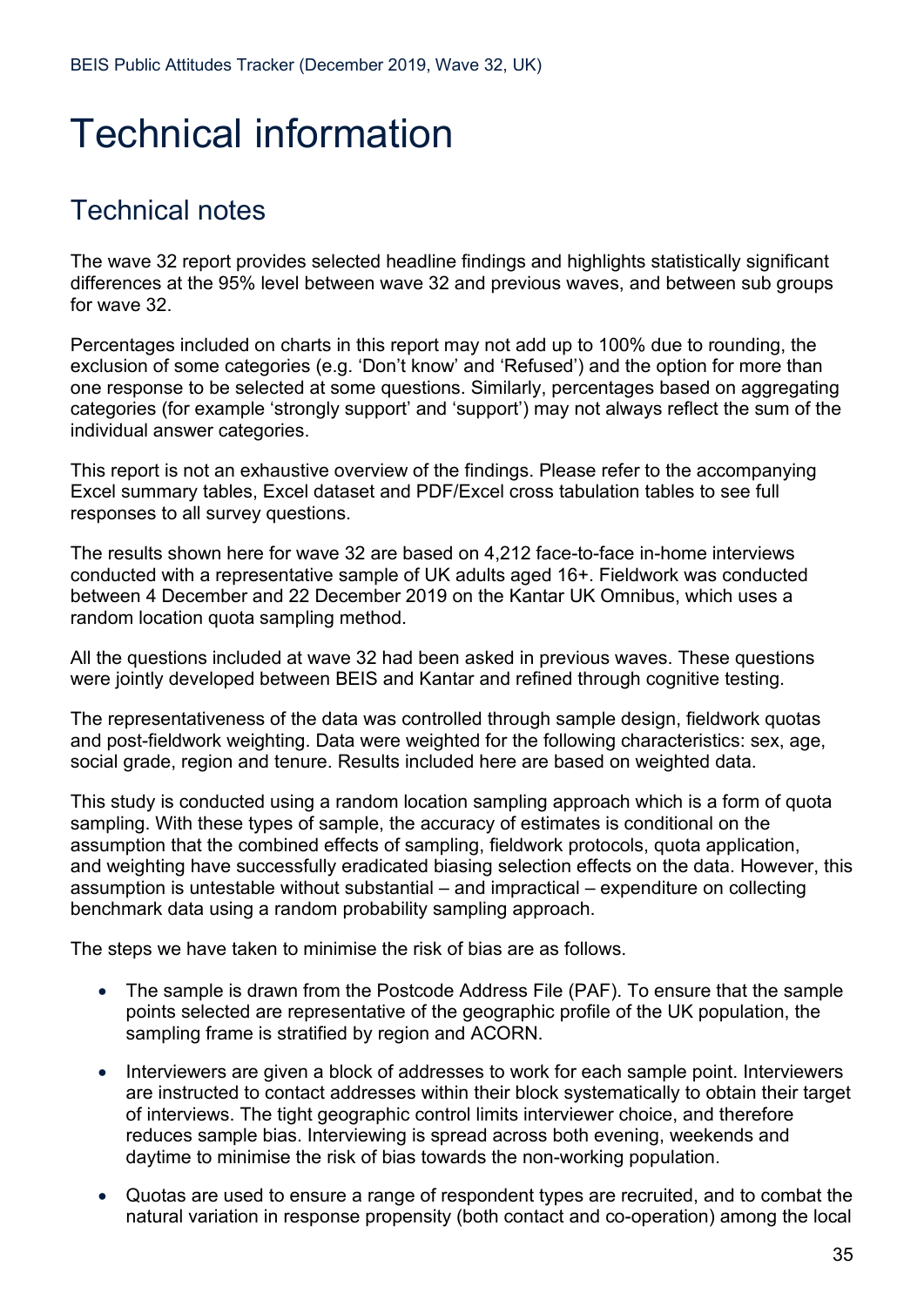# Technical information

## Technical notes

The wave 32 report provides selected headline findings and highlights statistically significant differences at the 95% level between wave 32 and previous waves, and between sub groups for wave 32.

Percentages included on charts in this report may not add up to 100% due to rounding, the exclusion of some categories (e.g. 'Don't know' and 'Refused') and the option for more than one response to be selected at some questions. Similarly, percentages based on aggregating categories (for example 'strongly support' and 'support') may not always reflect the sum of the individual answer categories.

This report is not an exhaustive overview of the findings. Please refer to the accompanying Excel summary tables, Excel dataset and PDF/Excel cross tabulation tables to see full responses to all survey questions.

The results shown here for wave 32 are based on 4,212 face-to-face in-home interviews conducted with a representative sample of UK adults aged 16+. Fieldwork was conducted between 4 December and 22 December 2019 on the Kantar UK Omnibus, which uses a random location quota sampling method.

All the questions included at wave 32 had been asked in previous waves. These questions were jointly developed between BEIS and Kantar and refined through cognitive testing.

The representativeness of the data was controlled through sample design, fieldwork quotas and post-fieldwork weighting. Data were weighted for the following characteristics: sex, age, social grade, region and tenure. Results included here are based on weighted data.

This study is conducted using a random location sampling approach which is a form of quota sampling. With these types of sample, the accuracy of estimates is conditional on the assumption that the combined effects of sampling, fieldwork protocols, quota application, and weighting have successfully eradicated biasing selection effects on the data. However, this assumption is untestable without substantial – and impractical – expenditure on collecting benchmark data using a random probability sampling approach.

The steps we have taken to minimise the risk of bias are as follows.

- The sample is drawn from the Postcode Address File (PAF). To ensure that the sample points selected are representative of the geographic profile of the UK population, the sampling frame is stratified by region and ACORN.
- Interviewers are given a block of addresses to work for each sample point. Interviewers are instructed to contact addresses within their block systematically to obtain their target of interviews. The tight geographic control limits interviewer choice, and therefore reduces sample bias. Interviewing is spread across both evening, weekends and daytime to minimise the risk of bias towards the non-working population.
- Quotas are used to ensure a range of respondent types are recruited, and to combat the natural variation in response propensity (both contact and co-operation) among the local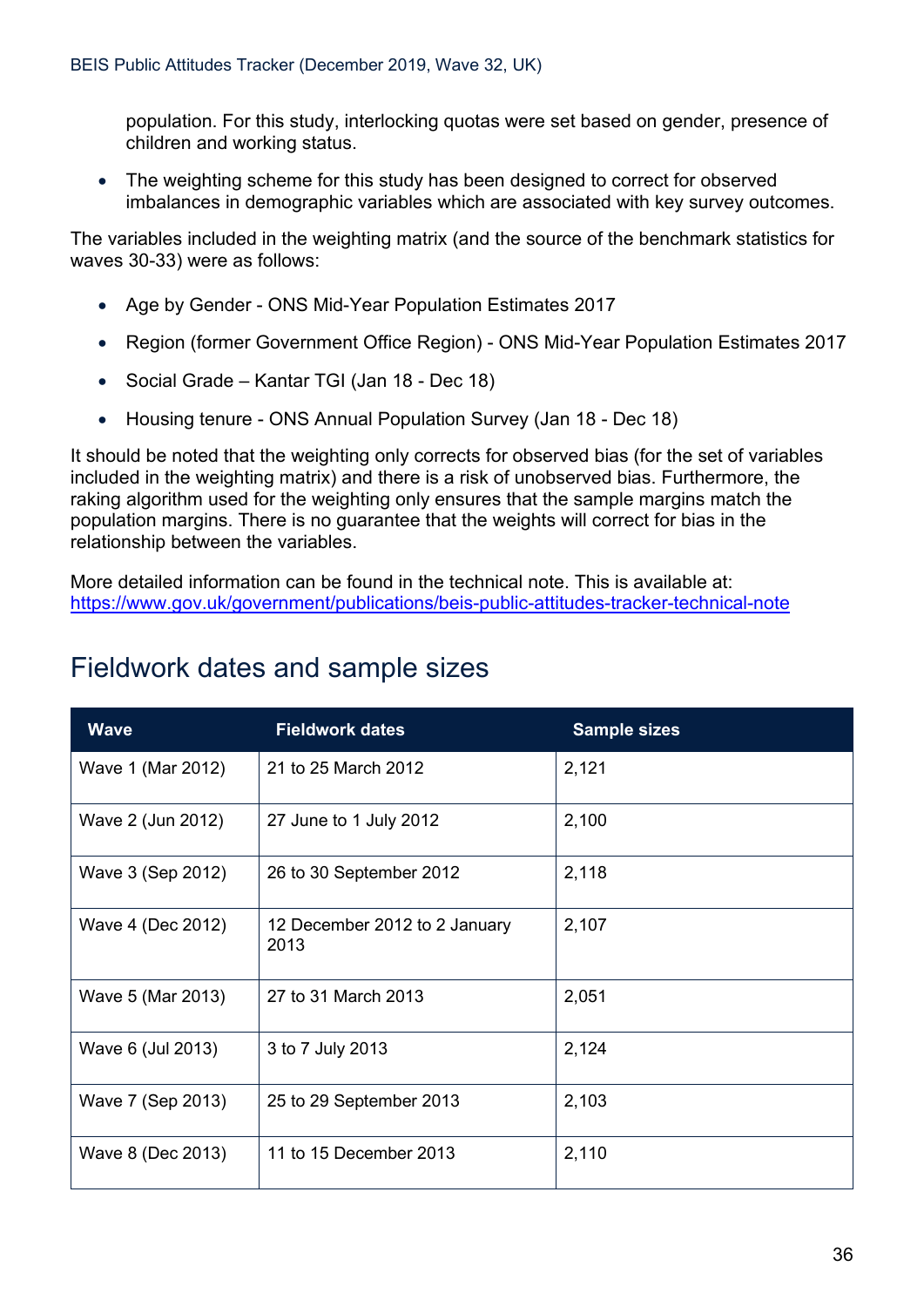population. For this study, interlocking quotas were set based on gender, presence of children and working status.

- The weighting scheme for this study has been designed to correct for observed imbalances in demographic variables which are associated with key survey outcomes.

The variables included in the weighting matrix (and the source of the benchmark statistics for waves 30-33) were as follows:

- Age by Gender - ONS Mid-Year Population Estimates 2017
- Region (former Government Office Region) - ONS Mid-Year Population Estimates 2017
- Social Grade – Kantar TGI (Jan 18 - Dec 18)
- Housing tenure - ONS Annual Population Survey (Jan 18 - Dec 18)

It should be noted that the weighting only corrects for observed bias (for the set of variables included in the weighting matrix) and there is a risk of unobserved bias. Furthermore, the raking algorithm used for the weighting only ensures that the sample margins match the population margins. There is no guarantee that the weights will correct for bias in the relationship between the variables.

More detailed information can be found in the technical note. This is available at: https://www.gov.uk/government/publications/beis-public-attitudes-tracker-technical-note

## Fieldwork dates and sample sizes

| Wave | Fieldwork dates | Sample sizes |
|---|---|---|
| Wave 1 (Mar 2012) | 21 to 25 March 2012 | 2,121 |
| Wave 2 (Jun 2012) | 27 June to 1 July 2012 | 2,100 |
| Wave 3 (Sep 2012) | 26 to 30 September 2012 | 2,118 |
| Wave 4 (Dec 2012) | 12 December 2012 to 2 January 2013 | 2,107 |
| Wave 5 (Mar 2013) | 27 to 31 March 2013 | 2,051 |
| Wave 6 (Jul 2013) | 3 to 7 July 2013 | 2,124 |
| Wave 7 (Sep 2013) | 25 to 29 September 2013 | 2,103 |
| Wave 8 (Dec 2013) | 11 to 15 December 2013 | 2,110 |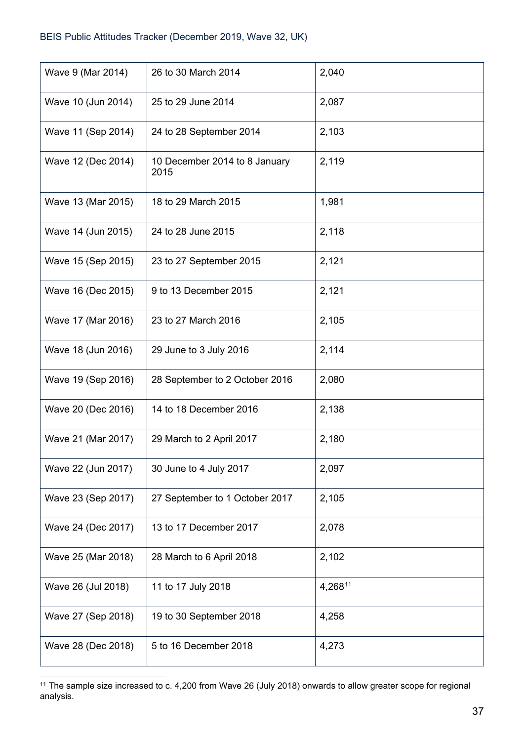| Wave 9 (Mar 2014) | 26 to 30 March 2014 | 2,040 |
|---|---|---|
| Wave 10 (Jun 2014) | 25 to 29 June 2014 | 2,087 |
| Wave 11 (Sep 2014) | 24 to 28 September 2014 | 2,103 |
| Wave 12 (Dec 2014) | 10 December 2014 to 8 January 2015 | 2,119 |
| Wave 13 (Mar 2015) | 18 to 29 March 2015 | 1,981 |
| Wave 14 (Jun 2015) | 24 to 28 June 2015 | 2,118 |
| Wave 15 (Sep 2015) | 23 to 27 September 2015 | 2,121 |
| Wave 16 (Dec 2015) | 9 to 13 December 2015 | 2,121 |
| Wave 17 (Mar 2016) | 23 to 27 March 2016 | 2,105 |
| Wave 18 (Jun 2016) | 29 June to 3 July 2016 | 2,114 |
| Wave 19 (Sep 2016) | 28 September to 2 October 2016 | 2,080 |
| Wave 20 (Dec 2016) | 14 to 18 December 2016 | 2,138 |
| Wave 21 (Mar 2017) | 29 March to 2 April 2017 | 2,180 |
| Wave 22 (Jun 2017) | 30 June to 4 July 2017 | 2,097 |
| Wave 23 (Sep 2017) | 27 September to 1 October 2017 | 2,105 |
| Wave 24 (Dec 2017) | 13 to 17 December 2017 | 2,078 |
| Wave 25 (Mar 2018) | 28 March to 6 April 2018 | 2,102 |
| Wave 26 (Jul 2018) | 11 to 17 July 2018 | 4,268[11] |
| Wave 27 (Sep 2018) | 19 to 30 September 2018 | 4,258 |
| Wave 28 (Dec 2018) | 5 to 16 December 2018 | 4,273 |

[11] The sample size increased to c. 4,200 from Wave 26 (July 2018) onwards to allow greater scope for regional analysis.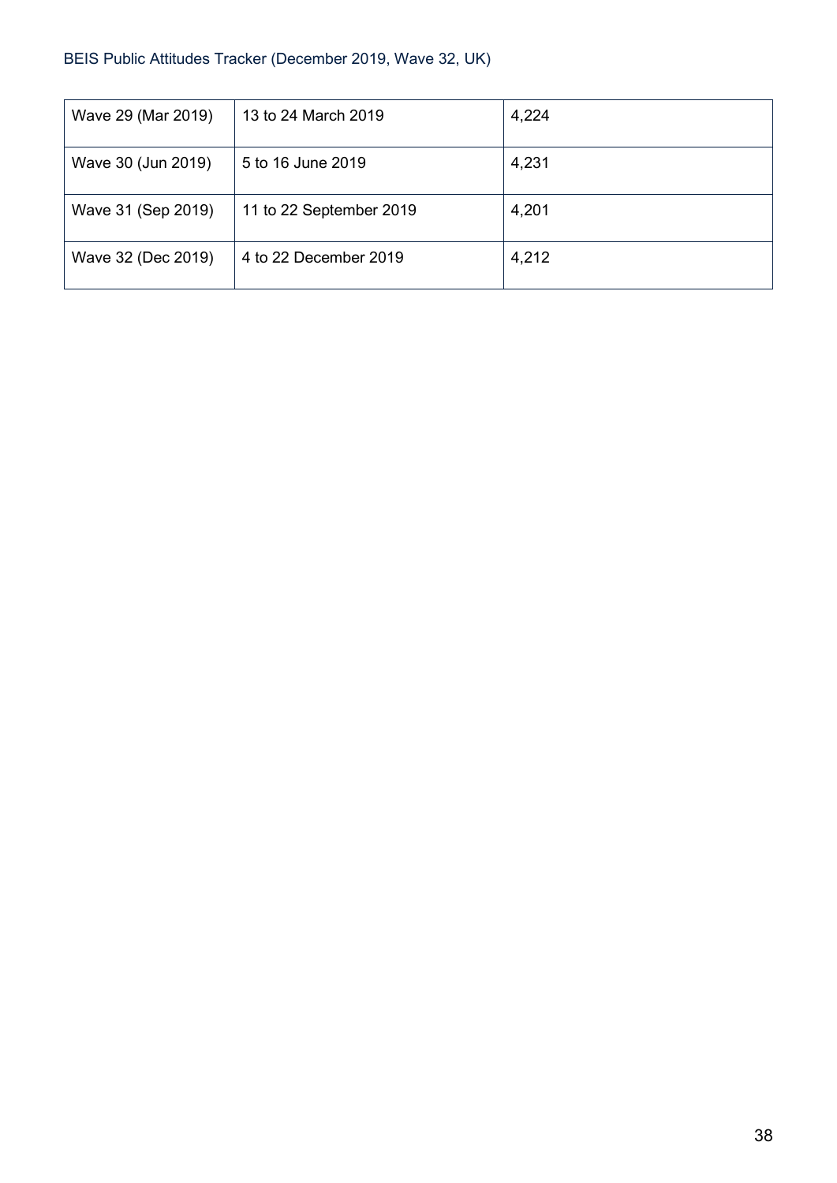| Wave 29 (Mar 2019) | 13 to 24 March 2019 | 4,224 |
|---|---|---|
| Wave 30 (Jun 2019) | 5 to 16 June 2019 | 4,231 |
| Wave 31 (Sep 2019) | 11 to 22 September 2019 | 4,201 |
| Wave 32 (Dec 2019) | 4 to 22 December 2019 | 4,212 |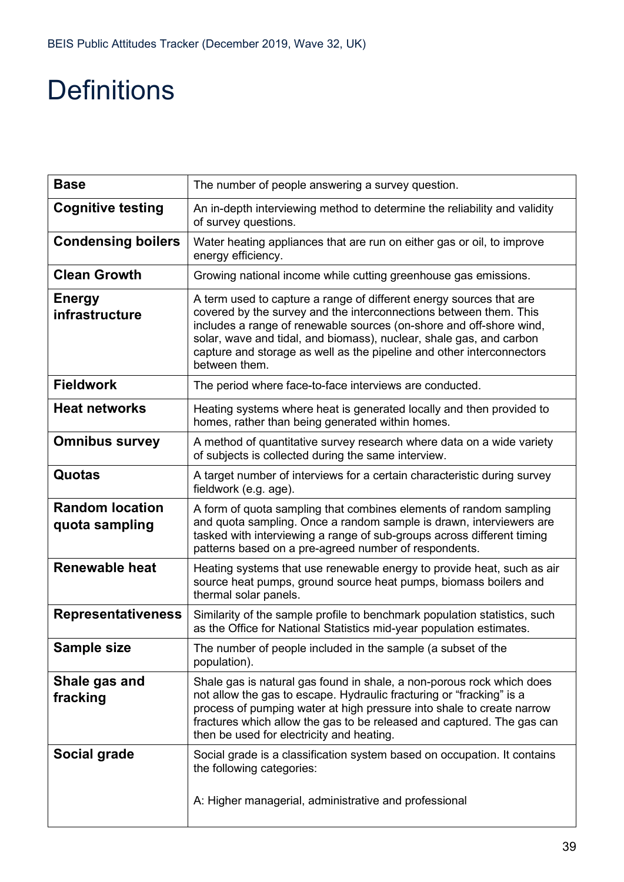# Definitions

| | |
|---|---|
| **Base** | The number of people answering a survey question. |
| **Cognitive testing** | An in-depth interviewing method to determine the reliability and validity of survey questions. |
| **Condensing boilers** | Water heating appliances that are run on either gas or oil, to improve energy efficiency. |
| **Clean Growth** | Growing national income while cutting greenhouse gas emissions. |
| **Energy infrastructure** | A term used to capture a range of different energy sources that are covered by the survey and the interconnections between them. This includes a range of renewable sources (on-shore and off-shore wind, solar, wave and tidal, and biomass), nuclear, shale gas, and carbon capture and storage as well as the pipeline and other interconnectors between them. |
| **Fieldwork** | The period where face-to-face interviews are conducted. |
| **Heat networks** | Heating systems where heat is generated locally and then provided to homes, rather than being generated within homes. |
| **Omnibus survey** | A method of quantitative survey research where data on a wide variety of subjects is collected during the same interview. |
| **Quotas** | A target number of interviews for a certain characteristic during survey fieldwork (e.g. age). |
| **Random location quota sampling** | A form of quota sampling that combines elements of random sampling and quota sampling. Once a random sample is drawn, interviewers are tasked with interviewing a range of sub-groups across different timing patterns based on a pre-agreed number of respondents. |
| **Renewable heat** | Heating systems that use renewable energy to provide heat, such as air source heat pumps, ground source heat pumps, biomass boilers and thermal solar panels. |
| **Representativeness** | Similarity of the sample profile to benchmark population statistics, such as the Office for National Statistics mid-year population estimates. |
| **Sample size** | The number of people included in the sample (a subset of the population). |
| **Shale gas and fracking** | Shale gas is natural gas found in shale, a non-porous rock which does not allow the gas to escape. Hydraulic fracturing or "fracking" is a process of pumping water at high pressure into shale to create narrow fractures which allow the gas to be released and captured. The gas can then be used for electricity and heating. |
| **Social grade** | Social grade is a classification system based on occupation. It contains the following categories:<br><br>A: Higher managerial, administrative and professional |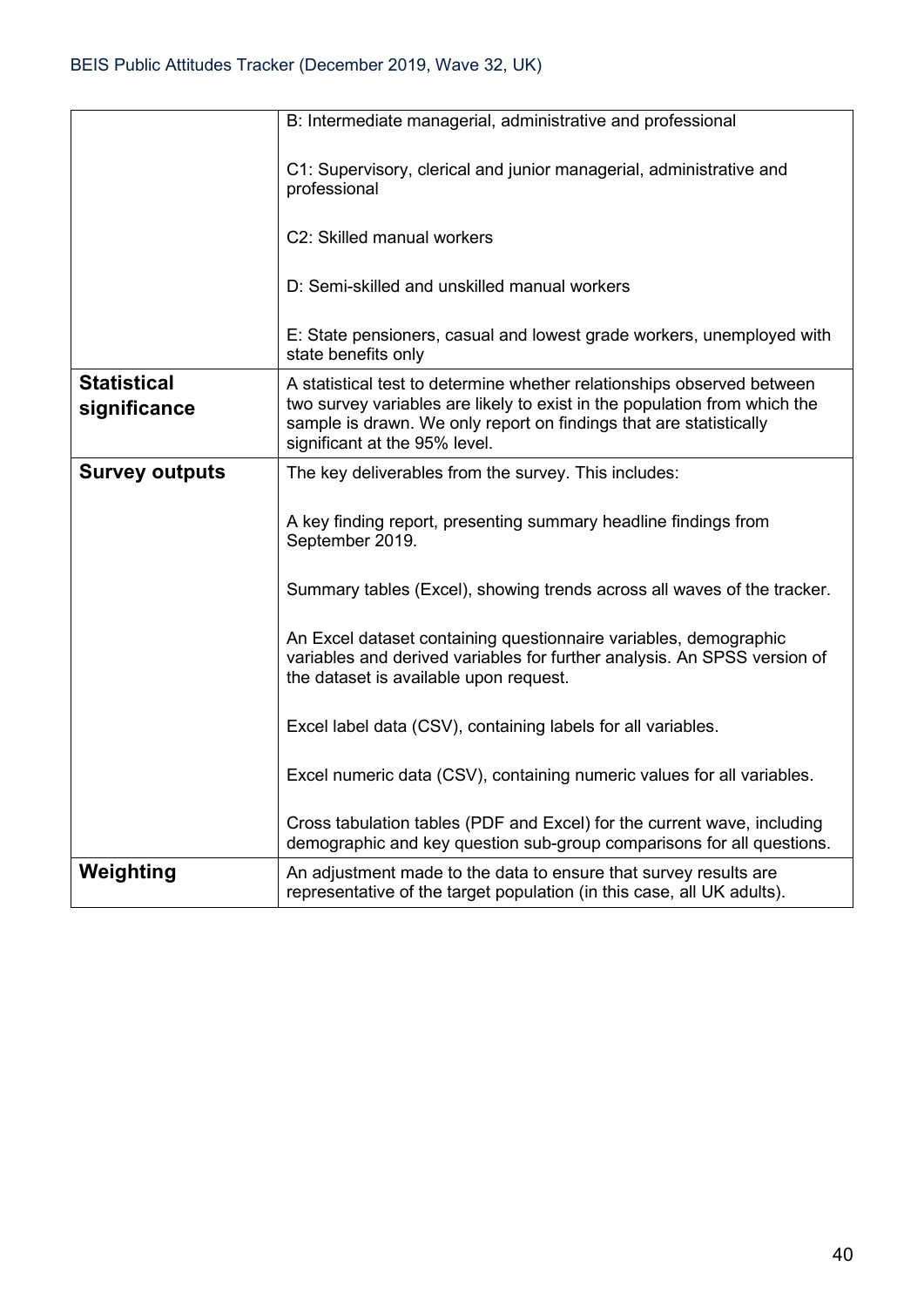| | |
|---|---|
| | B: Intermediate managerial, administrative and professional<br><br>C1: Supervisory, clerical and junior managerial, administrative and professional<br><br>C2: Skilled manual workers<br><br>D: Semi-skilled and unskilled manual workers<br><br>E: State pensioners, casual and lowest grade workers, unemployed with state benefits only |
| **Statistical significance** | A statistical test to determine whether relationships observed between two survey variables are likely to exist in the population from which the sample is drawn. We only report on findings that are statistically significant at the 95% level. |
| **Survey outputs** | The key deliverables from the survey. This includes:<br><br>A key finding report, presenting summary headline findings from September 2019.<br><br>Summary tables (Excel), showing trends across all waves of the tracker.<br><br>An Excel dataset containing questionnaire variables, demographic variables and derived variables for further analysis. An SPSS version of the dataset is available upon request.<br><br>Excel label data (CSV), containing labels for all variables.<br><br>Excel numeric data (CSV), containing numeric values for all variables.<br><br>Cross tabulation tables (PDF and Excel) for the current wave, including demographic and key question sub-group comparisons for all questions. |
| **Weighting** | An adjustment made to the data to ensure that survey results are representative of the target population (in this case, all UK adults). |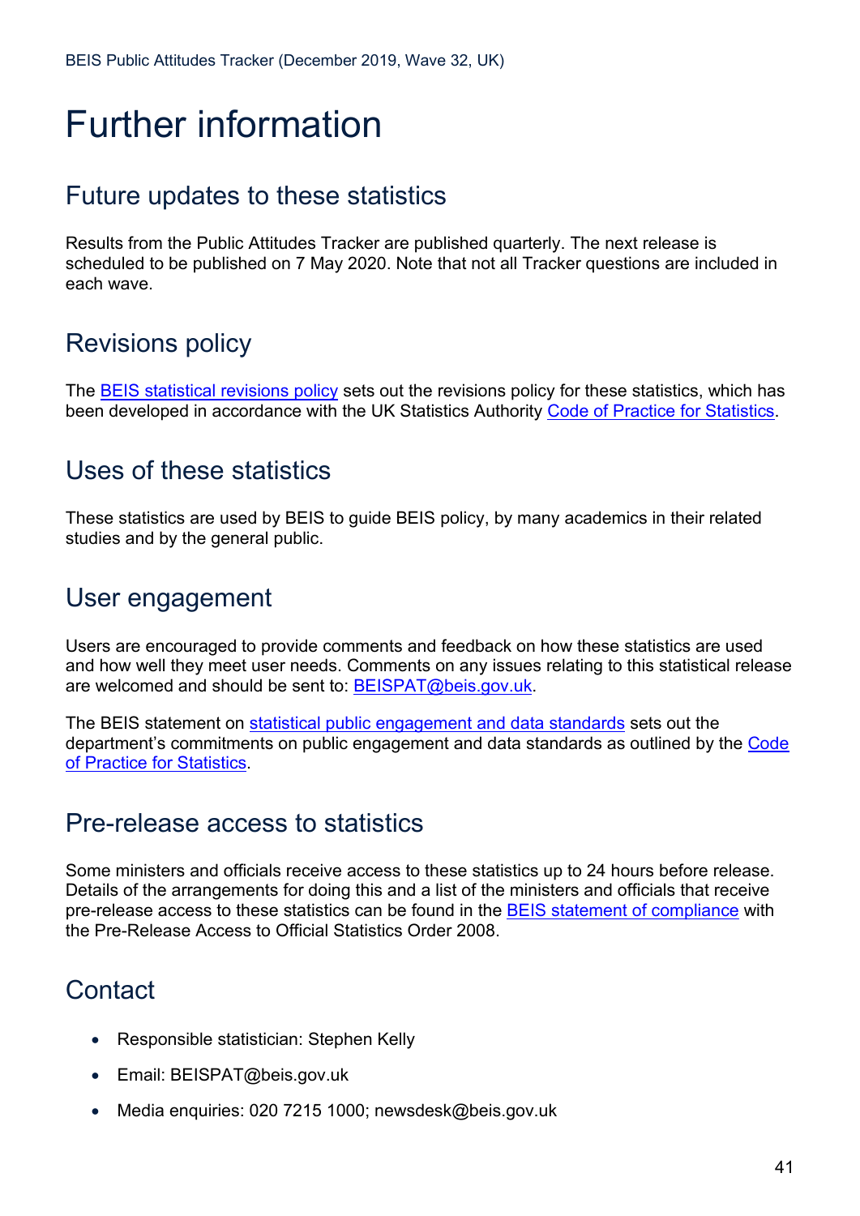# Further information

## Future updates to these statistics

Results from the Public Attitudes Tracker are published quarterly. The next release is scheduled to be published on 7 May 2020. Note that not all Tracker questions are included in each wave.

## Revisions policy

The [BEIS statistical revisions policy] sets out the revisions policy for these statistics, which has been developed in accordance with the UK Statistics Authority [Code of Practice for Statistics].

## Uses of these statistics

These statistics are used by BEIS to guide BEIS policy, by many academics in their related studies and by the general public.

## User engagement

Users are encouraged to provide comments and feedback on how these statistics are used and how well they meet user needs. Comments on any issues relating to this statistical release are welcomed and should be sent to: BEISPAT@beis.gov.uk.

The BEIS statement on [statistical public engagement and data standards] sets out the department's commitments on public engagement and data standards as outlined by the [Code of Practice for Statistics].

## Pre-release access to statistics

Some ministers and officials receive access to these statistics up to 24 hours before release. Details of the arrangements for doing this and a list of the ministers and officials that receive pre-release access to these statistics can be found in the [BEIS statement of compliance] with the Pre-Release Access to Official Statistics Order 2008.

## Contact

- Responsible statistician: Stephen Kelly
- Email: BEISPAT@beis.gov.uk
- Media enquiries: 020 7215 1000; newsdesk@beis.gov.uk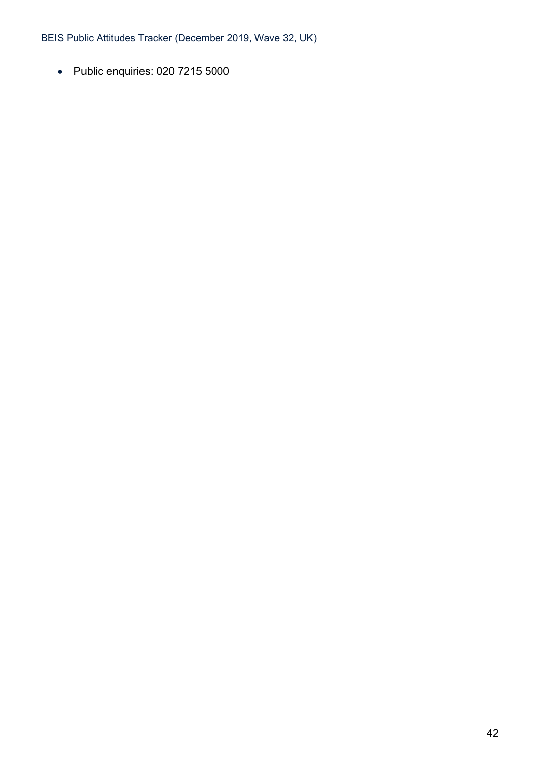- Public enquiries: 020 7215 5000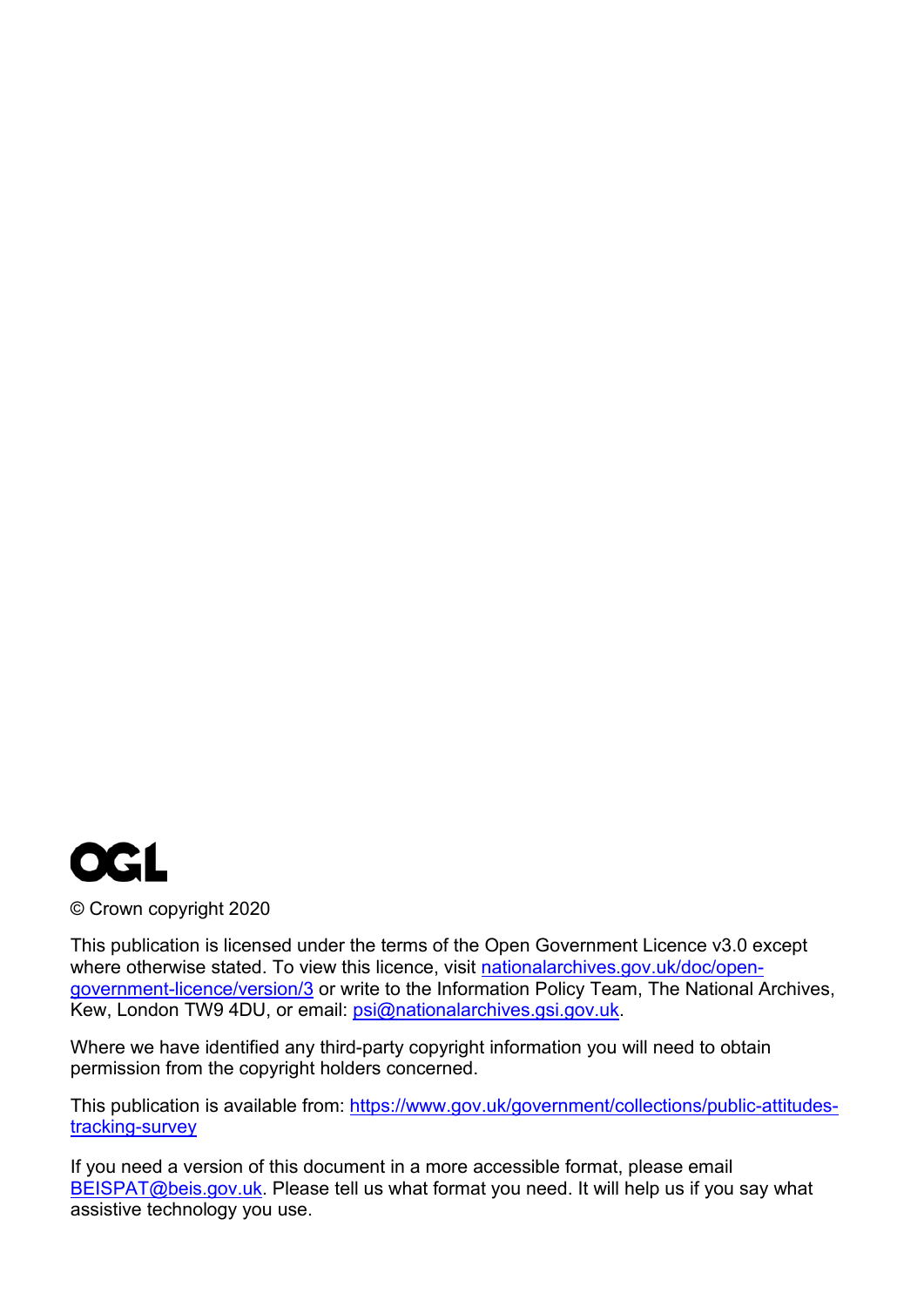OGL

© Crown copyright 2020

This publication is licensed under the terms of the Open Government Licence v3.0 except where otherwise stated. To view this licence, visit nationalarchives.gov.uk/doc/open-government-licence/version/3 or write to the Information Policy Team, The National Archives, Kew, London TW9 4DU, or email: psi@nationalarchives.gsi.gov.uk.

Where we have identified any third-party copyright information you will need to obtain permission from the copyright holders concerned.

This publication is available from: https://www.gov.uk/government/collections/public-attitudes-tracking-survey

If you need a version of this document in a more accessible format, please email BEISPAT@beis.gov.uk. Please tell us what format you need. It will help us if you say what assistive technology you use.